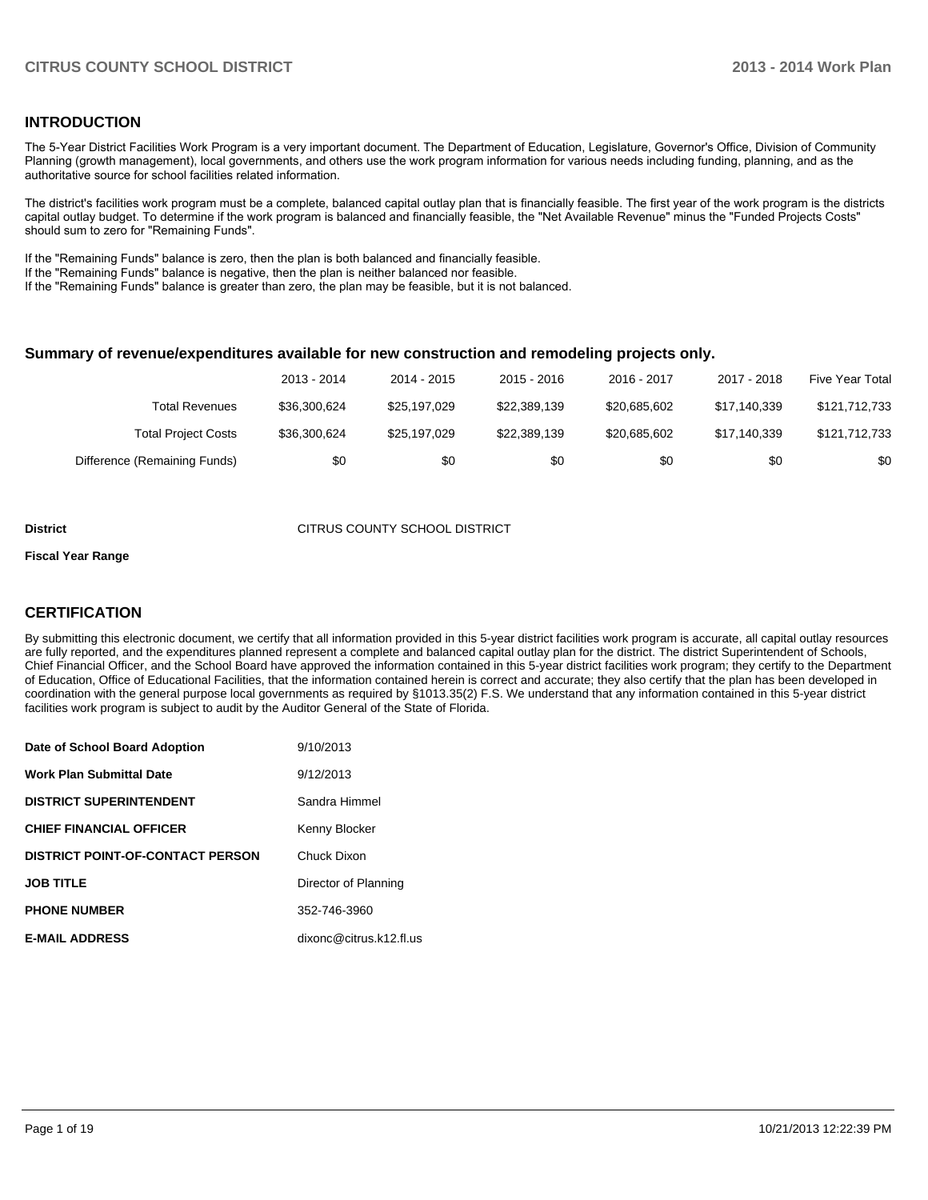## INTRODUCTION

The 5-Year District Facilities Work Program is a very important document. The Department of Education, Legislature, Governor's Office, Division of Community Planning (growth management), local governments, and others use the work program information for various needs including funding, planning, and as the authoritative source for school facilities related information.

The district's facilities work program must be a complete, balanced capital outlay plan that is financially feasible. The first year of the work program is the districts capital outlay budget. To determine if the work program is balanced and financially feasible, the "Net Available Revenue" minus the "Funded Projects Costs" should sum to zero for "Remaining Funds".

If the "Remaining Funds" balance is zero, then the plan is both balanced and financially feasible.
If the "Remaining Funds" balance is negative, then the plan is neither balanced nor feasible.
If the "Remaining Funds" balance is greater than zero, the plan may be feasible, but it is not balanced.

### Summary of revenue/expenditures available for new construction and remodeling projects only.

| | 2013 - 2014 | 2014 - 2015 | 2015 - 2016 | 2016 - 2017 | 2017 - 2018 | Five Year Total |
|---|---|---|---|---|---|---|
| Total Revenues | $36,300,624 | $25,197,029 | $22,389,139 | $20,685,602 | $17,140,339 | $121,712,733 |
| Total Project Costs | $36,300,624 | $25,197,029 | $22,389,139 | $20,685,602 | $17,140,339 | $121,712,733 |
| Difference (Remaining Funds) | $0 | $0 | $0 | $0 | $0 | $0 |

**District** CITRUS COUNTY SCHOOL DISTRICT

**Fiscal Year Range**

## CERTIFICATION

By submitting this electronic document, we certify that all information provided in this 5-year district facilities work program is accurate, all capital outlay resources are fully reported, and the expenditures planned represent a complete and balanced capital outlay plan for the district. The district Superintendent of Schools, Chief Financial Officer, and the School Board have approved the information contained in this 5-year district facilities work program; they certify to the Department of Education, Office of Educational Facilities, that the information contained herein is correct and accurate; they also certify that the plan has been developed in coordination with the general purpose local governments as required by §1013.35(2) F.S. We understand that any information contained in this 5-year district facilities work program is subject to audit by the Auditor General of the State of Florida.

| | |
|---|---|
| **Date of School Board Adoption** | 9/10/2013 |
| **Work Plan Submittal Date** | 9/12/2013 |
| **DISTRICT SUPERINTENDENT** | Sandra Himmel |
| **CHIEF FINANCIAL OFFICER** | Kenny Blocker |
| **DISTRICT POINT-OF-CONTACT PERSON** | Chuck Dixon |
| **JOB TITLE** | Director of Planning |
| **PHONE NUMBER** | 352-746-3960 |
| **E-MAIL ADDRESS** | dixonc@citrus.k12.fl.us |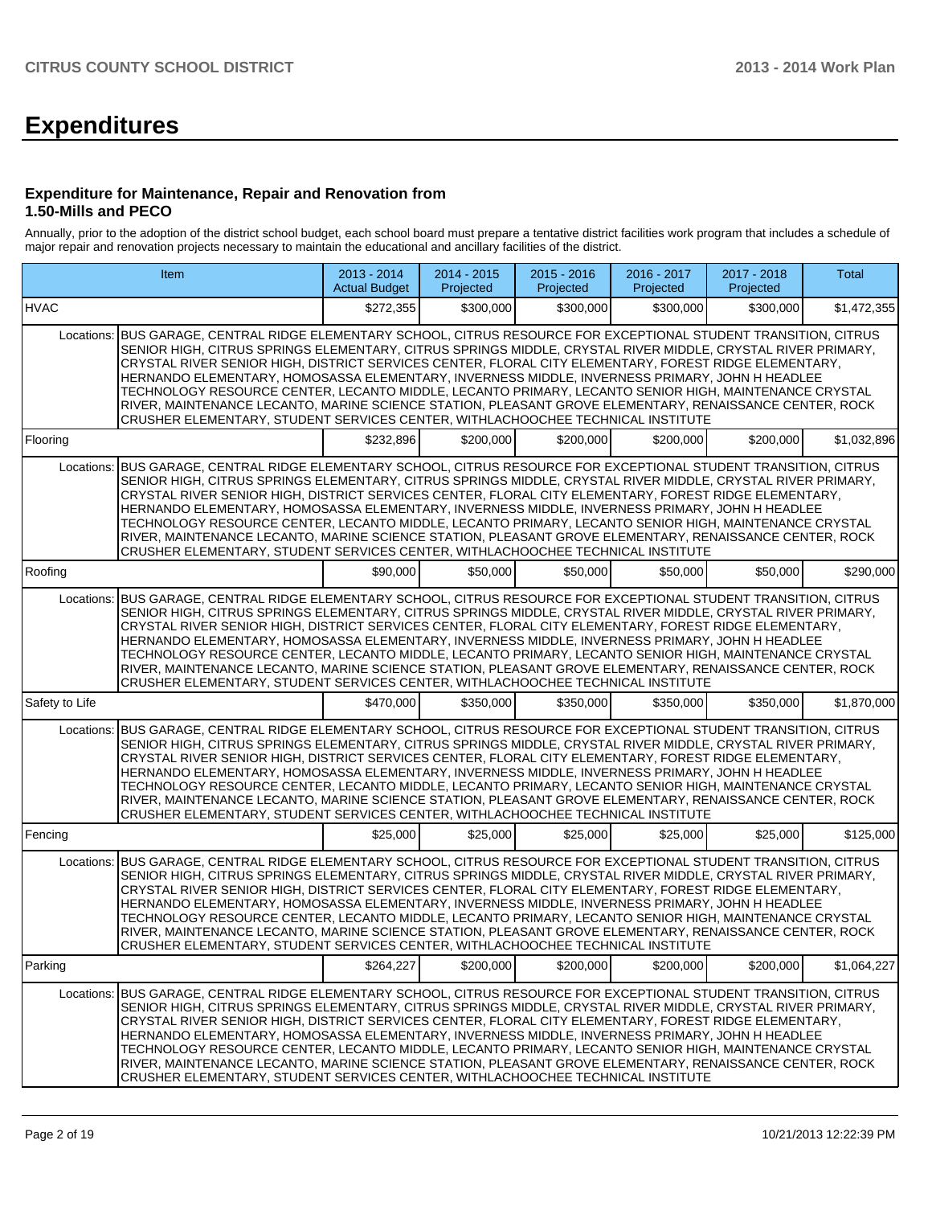# Expenditures

### Expenditure for Maintenance, Repair and Renovation from 1.50-Mills and PECO

Annually, prior to the adoption of the district school budget, each school board must prepare a tentative district facilities work program that includes a schedule of major repair and renovation projects necessary to maintain the educational and ancillary facilities of the district.

| Item | | 2013 - 2014 Actual Budget | 2014 - 2015 Projected | 2015 - 2016 Projected | 2016 - 2017 Projected | 2017 - 2018 Projected | Total |
|---|---|---|---|---|---|---|---|
| HVAC | | $272,355 | $300,000 | $300,000 | $300,000 | $300,000 | $1,472,355 |
| Locations: | BUS GARAGE, CENTRAL RIDGE ELEMENTARY SCHOOL, CITRUS RESOURCE FOR EXCEPTIONAL STUDENT TRANSITION, CITRUS SENIOR HIGH, CITRUS SPRINGS ELEMENTARY, CITRUS SPRINGS MIDDLE, CRYSTAL RIVER MIDDLE, CRYSTAL RIVER PRIMARY, CRYSTAL RIVER SENIOR HIGH, DISTRICT SERVICES CENTER, FLORAL CITY ELEMENTARY, FOREST RIDGE ELEMENTARY, HERNANDO ELEMENTARY, HOMOSASSA ELEMENTARY, INVERNESS MIDDLE, INVERNESS PRIMARY, JOHN H HEADLEE TECHNOLOGY RESOURCE CENTER, LECANTO MIDDLE, LECANTO PRIMARY, LECANTO SENIOR HIGH, MAINTENANCE CRYSTAL RIVER, MAINTENANCE LECANTO, MARINE SCIENCE STATION, PLEASANT GROVE ELEMENTARY, RENAISSANCE CENTER, ROCK CRUSHER ELEMENTARY, STUDENT SERVICES CENTER, WITHLACHOOCHEE TECHNICAL INSTITUTE | | | | | | |
| Flooring | | $232,896 | $200,000 | $200,000 | $200,000 | $200,000 | $1,032,896 |
| Locations: | BUS GARAGE, CENTRAL RIDGE ELEMENTARY SCHOOL, CITRUS RESOURCE FOR EXCEPTIONAL STUDENT TRANSITION, CITRUS SENIOR HIGH, CITRUS SPRINGS ELEMENTARY, CITRUS SPRINGS MIDDLE, CRYSTAL RIVER MIDDLE, CRYSTAL RIVER PRIMARY, CRYSTAL RIVER SENIOR HIGH, DISTRICT SERVICES CENTER, FLORAL CITY ELEMENTARY, FOREST RIDGE ELEMENTARY, HERNANDO ELEMENTARY, HOMOSASSA ELEMENTARY, INVERNESS MIDDLE, INVERNESS PRIMARY, JOHN H HEADLEE TECHNOLOGY RESOURCE CENTER, LECANTO MIDDLE, LECANTO PRIMARY, LECANTO SENIOR HIGH, MAINTENANCE CRYSTAL RIVER, MAINTENANCE LECANTO, MARINE SCIENCE STATION, PLEASANT GROVE ELEMENTARY, RENAISSANCE CENTER, ROCK CRUSHER ELEMENTARY, STUDENT SERVICES CENTER, WITHLACHOOCHEE TECHNICAL INSTITUTE | | | | | | |
| Roofing | | $90,000 | $50,000 | $50,000 | $50,000 | $50,000 | $290,000 |
| Locations: | BUS GARAGE, CENTRAL RIDGE ELEMENTARY SCHOOL, CITRUS RESOURCE FOR EXCEPTIONAL STUDENT TRANSITION, CITRUS SENIOR HIGH, CITRUS SPRINGS ELEMENTARY, CITRUS SPRINGS MIDDLE, CRYSTAL RIVER MIDDLE, CRYSTAL RIVER PRIMARY, CRYSTAL RIVER SENIOR HIGH, DISTRICT SERVICES CENTER, FLORAL CITY ELEMENTARY, FOREST RIDGE ELEMENTARY, HERNANDO ELEMENTARY, HOMOSASSA ELEMENTARY, INVERNESS MIDDLE, INVERNESS PRIMARY, JOHN H HEADLEE TECHNOLOGY RESOURCE CENTER, LECANTO MIDDLE, LECANTO PRIMARY, LECANTO SENIOR HIGH, MAINTENANCE CRYSTAL RIVER, MAINTENANCE LECANTO, MARINE SCIENCE STATION, PLEASANT GROVE ELEMENTARY, RENAISSANCE CENTER, ROCK CRUSHER ELEMENTARY, STUDENT SERVICES CENTER, WITHLACHOOCHEE TECHNICAL INSTITUTE | | | | | | |
| Safety to Life | | $470,000 | $350,000 | $350,000 | $350,000 | $350,000 | $1,870,000 |
| Locations: | BUS GARAGE, CENTRAL RIDGE ELEMENTARY SCHOOL, CITRUS RESOURCE FOR EXCEPTIONAL STUDENT TRANSITION, CITRUS SENIOR HIGH, CITRUS SPRINGS ELEMENTARY, CITRUS SPRINGS MIDDLE, CRYSTAL RIVER MIDDLE, CRYSTAL RIVER PRIMARY, CRYSTAL RIVER SENIOR HIGH, DISTRICT SERVICES CENTER, FLORAL CITY ELEMENTARY, FOREST RIDGE ELEMENTARY, HERNANDO ELEMENTARY, HOMOSASSA ELEMENTARY, INVERNESS MIDDLE, INVERNESS PRIMARY, JOHN H HEADLEE TECHNOLOGY RESOURCE CENTER, LECANTO MIDDLE, LECANTO PRIMARY, LECANTO SENIOR HIGH, MAINTENANCE CRYSTAL RIVER, MAINTENANCE LECANTO, MARINE SCIENCE STATION, PLEASANT GROVE ELEMENTARY, RENAISSANCE CENTER, ROCK CRUSHER ELEMENTARY, STUDENT SERVICES CENTER, WITHLACHOOCHEE TECHNICAL INSTITUTE | | | | | | |
| Fencing | | $25,000 | $25,000 | $25,000 | $25,000 | $25,000 | $125,000 |
| Locations: | BUS GARAGE, CENTRAL RIDGE ELEMENTARY SCHOOL, CITRUS RESOURCE FOR EXCEPTIONAL STUDENT TRANSITION, CITRUS SENIOR HIGH, CITRUS SPRINGS ELEMENTARY, CITRUS SPRINGS MIDDLE, CRYSTAL RIVER MIDDLE, CRYSTAL RIVER PRIMARY, CRYSTAL RIVER SENIOR HIGH, DISTRICT SERVICES CENTER, FLORAL CITY ELEMENTARY, FOREST RIDGE ELEMENTARY, HERNANDO ELEMENTARY, HOMOSASSA ELEMENTARY, INVERNESS MIDDLE, INVERNESS PRIMARY, JOHN H HEADLEE TECHNOLOGY RESOURCE CENTER, LECANTO MIDDLE, LECANTO PRIMARY, LECANTO SENIOR HIGH, MAINTENANCE CRYSTAL RIVER, MAINTENANCE LECANTO, MARINE SCIENCE STATION, PLEASANT GROVE ELEMENTARY, RENAISSANCE CENTER, ROCK CRUSHER ELEMENTARY, STUDENT SERVICES CENTER, WITHLACHOOCHEE TECHNICAL INSTITUTE | | | | | | |
| Parking | | $264,227 | $200,000 | $200,000 | $200,000 | $200,000 | $1,064,227 |
| Locations: | BUS GARAGE, CENTRAL RIDGE ELEMENTARY SCHOOL, CITRUS RESOURCE FOR EXCEPTIONAL STUDENT TRANSITION, CITRUS SENIOR HIGH, CITRUS SPRINGS ELEMENTARY, CITRUS SPRINGS MIDDLE, CRYSTAL RIVER MIDDLE, CRYSTAL RIVER PRIMARY, CRYSTAL RIVER SENIOR HIGH, DISTRICT SERVICES CENTER, FLORAL CITY ELEMENTARY, FOREST RIDGE ELEMENTARY, HERNANDO ELEMENTARY, HOMOSASSA ELEMENTARY, INVERNESS MIDDLE, INVERNESS PRIMARY, JOHN H HEADLEE TECHNOLOGY RESOURCE CENTER, LECANTO MIDDLE, LECANTO PRIMARY, LECANTO SENIOR HIGH, MAINTENANCE CRYSTAL RIVER, MAINTENANCE LECANTO, MARINE SCIENCE STATION, PLEASANT GROVE ELEMENTARY, RENAISSANCE CENTER, ROCK CRUSHER ELEMENTARY, STUDENT SERVICES CENTER, WITHLACHOOCHEE TECHNICAL INSTITUTE | | | | | | |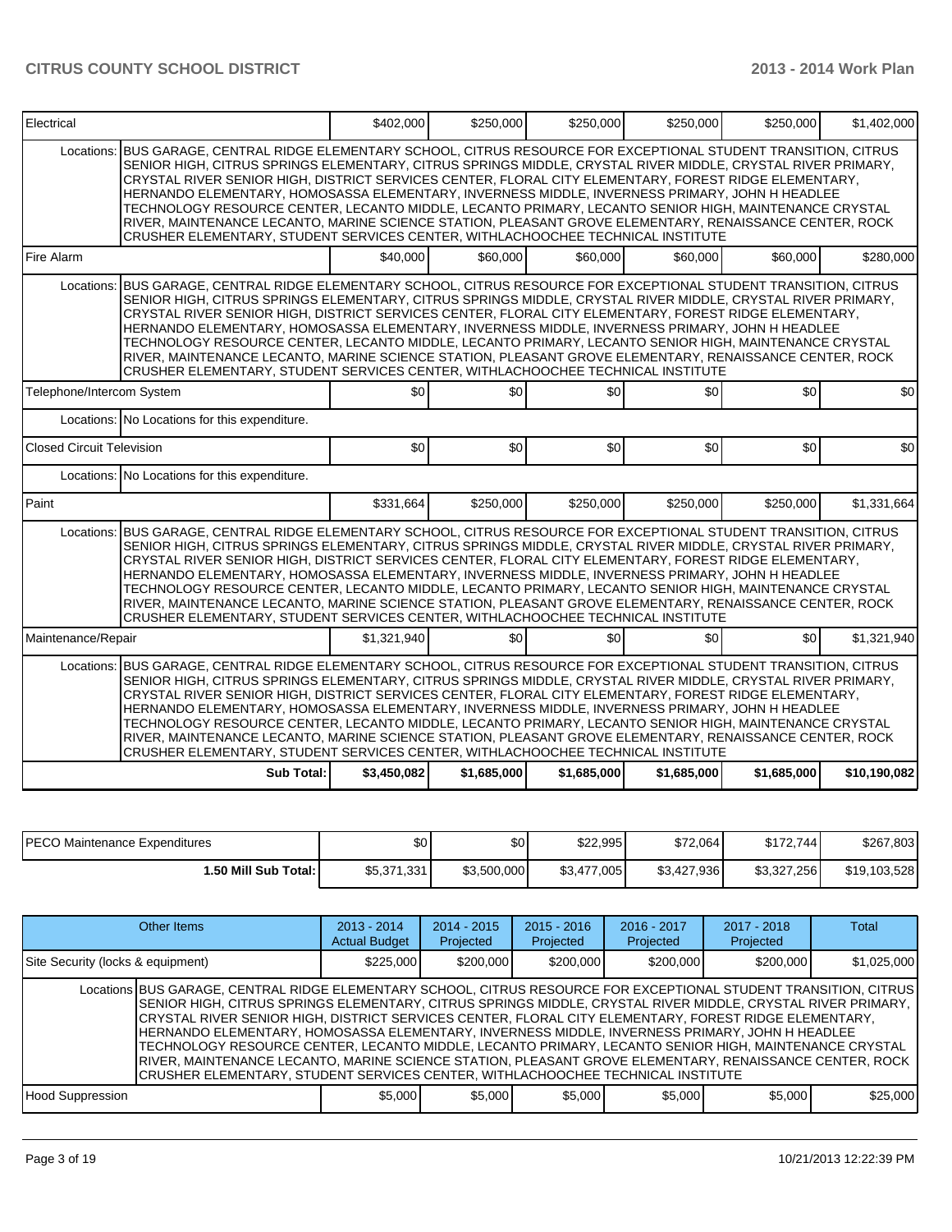| | | | | | | |
|---|---|---|---|---|---|---|
| Electrical | | $402,000 | $250,000 | $250,000 | $250,000 | $250,000 | $1,402,000 |
| Locations: | BUS GARAGE, CENTRAL RIDGE ELEMENTARY SCHOOL, CITRUS RESOURCE FOR EXCEPTIONAL STUDENT TRANSITION, CITRUS SENIOR HIGH, CITRUS SPRINGS ELEMENTARY, CITRUS SPRINGS MIDDLE, CRYSTAL RIVER MIDDLE, CRYSTAL RIVER PRIMARY, CRYSTAL RIVER SENIOR HIGH, DISTRICT SERVICES CENTER, FLORAL CITY ELEMENTARY, FOREST RIDGE ELEMENTARY, HERNANDO ELEMENTARY, HOMOSASSA ELEMENTARY, INVERNESS MIDDLE, INVERNESS PRIMARY, JOHN H HEADLEE TECHNOLOGY RESOURCE CENTER, LECANTO MIDDLE, LECANTO PRIMARY, LECANTO SENIOR HIGH, MAINTENANCE CRYSTAL RIVER, MAINTENANCE LECANTO, MARINE SCIENCE STATION, PLEASANT GROVE ELEMENTARY, RENAISSANCE CENTER, ROCK CRUSHER ELEMENTARY, STUDENT SERVICES CENTER, WITHLACHOOCHEE TECHNICAL INSTITUTE | | | | | | |
| Fire Alarm | | $40,000 | $60,000 | $60,000 | $60,000 | $60,000 | $280,000 |
| Locations: | BUS GARAGE, CENTRAL RIDGE ELEMENTARY SCHOOL, CITRUS RESOURCE FOR EXCEPTIONAL STUDENT TRANSITION, CITRUS SENIOR HIGH, CITRUS SPRINGS ELEMENTARY, CITRUS SPRINGS MIDDLE, CRYSTAL RIVER MIDDLE, CRYSTAL RIVER PRIMARY, CRYSTAL RIVER SENIOR HIGH, DISTRICT SERVICES CENTER, FLORAL CITY ELEMENTARY, FOREST RIDGE ELEMENTARY, HERNANDO ELEMENTARY, HOMOSASSA ELEMENTARY, INVERNESS MIDDLE, INVERNESS PRIMARY, JOHN H HEADLEE TECHNOLOGY RESOURCE CENTER, LECANTO MIDDLE, LECANTO PRIMARY, LECANTO SENIOR HIGH, MAINTENANCE CRYSTAL RIVER, MAINTENANCE LECANTO, MARINE SCIENCE STATION, PLEASANT GROVE ELEMENTARY, RENAISSANCE CENTER, ROCK CRUSHER ELEMENTARY, STUDENT SERVICES CENTER, WITHLACHOOCHEE TECHNICAL INSTITUTE | | | | | | |
| Telephone/Intercom System | | $0 | $0 | $0 | $0 | $0 | $0 |
| Locations: | No Locations for this expenditure. | | | | | | |
| Closed Circuit Television | | $0 | $0 | $0 | $0 | $0 | $0 |
| Locations: | No Locations for this expenditure. | | | | | | |
| Paint | | $331,664 | $250,000 | $250,000 | $250,000 | $250,000 | $1,331,664 |
| Locations: | BUS GARAGE, CENTRAL RIDGE ELEMENTARY SCHOOL, CITRUS RESOURCE FOR EXCEPTIONAL STUDENT TRANSITION, CITRUS SENIOR HIGH, CITRUS SPRINGS ELEMENTARY, CITRUS SPRINGS MIDDLE, CRYSTAL RIVER MIDDLE, CRYSTAL RIVER PRIMARY, CRYSTAL RIVER SENIOR HIGH, DISTRICT SERVICES CENTER, FLORAL CITY ELEMENTARY, FOREST RIDGE ELEMENTARY, HERNANDO ELEMENTARY, HOMOSASSA ELEMENTARY, INVERNESS MIDDLE, INVERNESS PRIMARY, JOHN H HEADLEE TECHNOLOGY RESOURCE CENTER, LECANTO MIDDLE, LECANTO PRIMARY, LECANTO SENIOR HIGH, MAINTENANCE CRYSTAL RIVER, MAINTENANCE LECANTO, MARINE SCIENCE STATION, PLEASANT GROVE ELEMENTARY, RENAISSANCE CENTER, ROCK CRUSHER ELEMENTARY, STUDENT SERVICES CENTER, WITHLACHOOCHEE TECHNICAL INSTITUTE | | | | | | |
| Maintenance/Repair | | $1,321,940 | $0 | $0 | $0 | $0 | $1,321,940 |
| Locations: | BUS GARAGE, CENTRAL RIDGE ELEMENTARY SCHOOL, CITRUS RESOURCE FOR EXCEPTIONAL STUDENT TRANSITION, CITRUS SENIOR HIGH, CITRUS SPRINGS ELEMENTARY, CITRUS SPRINGS MIDDLE, CRYSTAL RIVER MIDDLE, CRYSTAL RIVER PRIMARY, CRYSTAL RIVER SENIOR HIGH, DISTRICT SERVICES CENTER, FLORAL CITY ELEMENTARY, FOREST RIDGE ELEMENTARY, HERNANDO ELEMENTARY, HOMOSASSA ELEMENTARY, INVERNESS MIDDLE, INVERNESS PRIMARY, JOHN H HEADLEE TECHNOLOGY RESOURCE CENTER, LECANTO MIDDLE, LECANTO PRIMARY, LECANTO SENIOR HIGH, MAINTENANCE CRYSTAL RIVER, MAINTENANCE LECANTO, MARINE SCIENCE STATION, PLEASANT GROVE ELEMENTARY, RENAISSANCE CENTER, ROCK CRUSHER ELEMENTARY, STUDENT SERVICES CENTER, WITHLACHOOCHEE TECHNICAL INSTITUTE | | | | | | |
| | **Sub Total:** | **$3,450,082** | **$1,685,000** | **$1,685,000** | **$1,685,000** | **$1,685,000** | **$10,190,082** |

| | | | | | | |
|---|---|---|---|---|---|---|
| PECO Maintenance Expenditures | $0 | $0 | $22,995 | $72,064 | $172,744 | $267,803 |
| **1.50 Mill Sub Total:** | $5,371,331 | $3,500,000 | $3,477,005 | $3,427,936 | $3,327,256 | $19,103,528 |

| Other Items | | 2013 - 2014 Actual Budget | 2014 - 2015 Projected | 2015 - 2016 Projected | 2016 - 2017 Projected | 2017 - 2018 Projected | Total |
|---|---|---|---|---|---|---|---|
| Site Security (locks & equipment) | | $225,000 | $200,000 | $200,000 | $200,000 | $200,000 | $1,025,000 |
| Locations | BUS GARAGE, CENTRAL RIDGE ELEMENTARY SCHOOL, CITRUS RESOURCE FOR EXCEPTIONAL STUDENT TRANSITION, CITRUS SENIOR HIGH, CITRUS SPRINGS ELEMENTARY, CITRUS SPRINGS MIDDLE, CRYSTAL RIVER MIDDLE, CRYSTAL RIVER PRIMARY, CRYSTAL RIVER SENIOR HIGH, DISTRICT SERVICES CENTER, FLORAL CITY ELEMENTARY, FOREST RIDGE ELEMENTARY, HERNANDO ELEMENTARY, HOMOSASSA ELEMENTARY, INVERNESS MIDDLE, INVERNESS PRIMARY, JOHN H HEADLEE TECHNOLOGY RESOURCE CENTER, LECANTO MIDDLE, LECANTO PRIMARY, LECANTO SENIOR HIGH, MAINTENANCE CRYSTAL RIVER, MAINTENANCE LECANTO, MARINE SCIENCE STATION, PLEASANT GROVE ELEMENTARY, RENAISSANCE CENTER, ROCK CRUSHER ELEMENTARY, STUDENT SERVICES CENTER, WITHLACHOOCHEE TECHNICAL INSTITUTE | | | | | | |
| Hood Suppression | | $5,000 | $5,000 | $5,000 | $5,000 | $5,000 | $25,000 |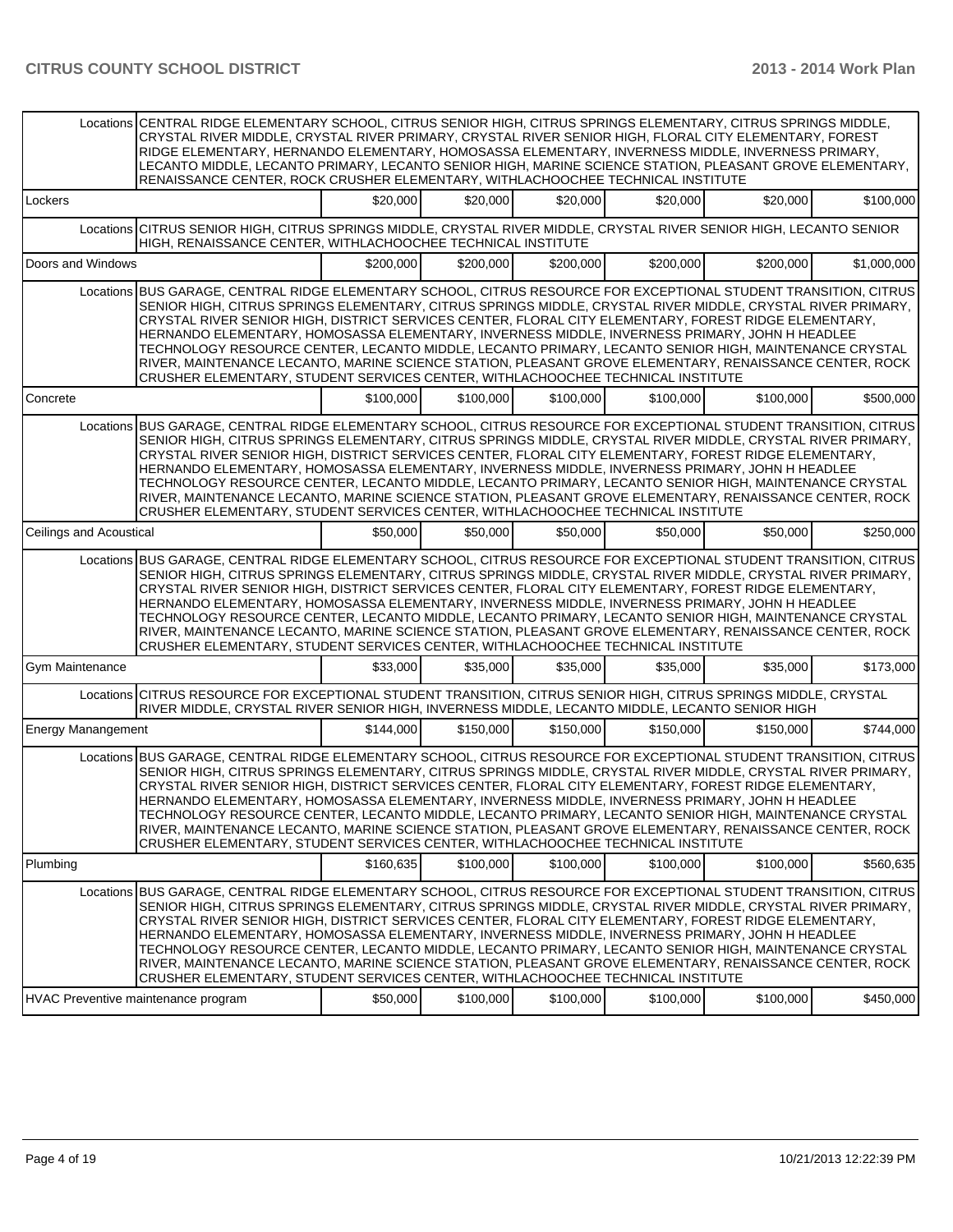| | | | | | | |
|---|---|---|---|---|---|---|
| Locations | CENTRAL RIDGE ELEMENTARY SCHOOL, CITRUS SENIOR HIGH, CITRUS SPRINGS ELEMENTARY, CITRUS SPRINGS MIDDLE, CRYSTAL RIVER MIDDLE, CRYSTAL RIVER PRIMARY, CRYSTAL RIVER SENIOR HIGH, FLORAL CITY ELEMENTARY, FOREST RIDGE ELEMENTARY, HERNANDO ELEMENTARY, HOMOSASSA ELEMENTARY, INVERNESS MIDDLE, INVERNESS PRIMARY, LECANTO MIDDLE, LECANTO PRIMARY, LECANTO SENIOR HIGH, MARINE SCIENCE STATION, PLEASANT GROVE ELEMENTARY, RENAISSANCE CENTER, ROCK CRUSHER ELEMENTARY, WITHLACHOOCHEE TECHNICAL INSTITUTE | | | | | |
| Lockers | | $20,000 | $20,000 | $20,000 | $20,000 | $20,000 | $100,000 |
| Locations | CITRUS SENIOR HIGH, CITRUS SPRINGS MIDDLE, CRYSTAL RIVER MIDDLE, CRYSTAL RIVER SENIOR HIGH, LECANTO SENIOR HIGH, RENAISSANCE CENTER, WITHLACHOOCHEE TECHNICAL INSTITUTE | | | | | |
| Doors and Windows | | $200,000 | $200,000 | $200,000 | $200,000 | $200,000 | $1,000,000 |
| Locations | BUS GARAGE, CENTRAL RIDGE ELEMENTARY SCHOOL, CITRUS RESOURCE FOR EXCEPTIONAL STUDENT TRANSITION, CITRUS SENIOR HIGH, CITRUS SPRINGS ELEMENTARY, CITRUS SPRINGS MIDDLE, CRYSTAL RIVER MIDDLE, CRYSTAL RIVER PRIMARY, CRYSTAL RIVER SENIOR HIGH, DISTRICT SERVICES CENTER, FLORAL CITY ELEMENTARY, FOREST RIDGE ELEMENTARY, HERNANDO ELEMENTARY, HOMOSASSA ELEMENTARY, INVERNESS MIDDLE, INVERNESS PRIMARY, JOHN H HEADLEE TECHNOLOGY RESOURCE CENTER, LECANTO MIDDLE, LECANTO PRIMARY, LECANTO SENIOR HIGH, MAINTENANCE CRYSTAL RIVER, MAINTENANCE LECANTO, MARINE SCIENCE STATION, PLEASANT GROVE ELEMENTARY, RENAISSANCE CENTER, ROCK CRUSHER ELEMENTARY, STUDENT SERVICES CENTER, WITHLACHOOCHEE TECHNICAL INSTITUTE | | | | | |
| Concrete | | $100,000 | $100,000 | $100,000 | $100,000 | $100,000 | $500,000 |
| Locations | BUS GARAGE, CENTRAL RIDGE ELEMENTARY SCHOOL, CITRUS RESOURCE FOR EXCEPTIONAL STUDENT TRANSITION, CITRUS SENIOR HIGH, CITRUS SPRINGS ELEMENTARY, CITRUS SPRINGS MIDDLE, CRYSTAL RIVER MIDDLE, CRYSTAL RIVER PRIMARY, CRYSTAL RIVER SENIOR HIGH, DISTRICT SERVICES CENTER, FLORAL CITY ELEMENTARY, FOREST RIDGE ELEMENTARY, HERNANDO ELEMENTARY, HOMOSASSA ELEMENTARY, INVERNESS MIDDLE, INVERNESS PRIMARY, JOHN H HEADLEE TECHNOLOGY RESOURCE CENTER, LECANTO MIDDLE, LECANTO PRIMARY, LECANTO SENIOR HIGH, MAINTENANCE CRYSTAL RIVER, MAINTENANCE LECANTO, MARINE SCIENCE STATION, PLEASANT GROVE ELEMENTARY, RENAISSANCE CENTER, ROCK CRUSHER ELEMENTARY, STUDENT SERVICES CENTER, WITHLACHOOCHEE TECHNICAL INSTITUTE | | | | | |
| Ceilings and Acoustical | | $50,000 | $50,000 | $50,000 | $50,000 | $50,000 | $250,000 |
| Locations | BUS GARAGE, CENTRAL RIDGE ELEMENTARY SCHOOL, CITRUS RESOURCE FOR EXCEPTIONAL STUDENT TRANSITION, CITRUS SENIOR HIGH, CITRUS SPRINGS ELEMENTARY, CITRUS SPRINGS MIDDLE, CRYSTAL RIVER MIDDLE, CRYSTAL RIVER PRIMARY, CRYSTAL RIVER SENIOR HIGH, DISTRICT SERVICES CENTER, FLORAL CITY ELEMENTARY, FOREST RIDGE ELEMENTARY, HERNANDO ELEMENTARY, HOMOSASSA ELEMENTARY, INVERNESS MIDDLE, INVERNESS PRIMARY, JOHN H HEADLEE TECHNOLOGY RESOURCE CENTER, LECANTO MIDDLE, LECANTO PRIMARY, LECANTO SENIOR HIGH, MAINTENANCE CRYSTAL RIVER, MAINTENANCE LECANTO, MARINE SCIENCE STATION, PLEASANT GROVE ELEMENTARY, RENAISSANCE CENTER, ROCK CRUSHER ELEMENTARY, STUDENT SERVICES CENTER, WITHLACHOOCHEE TECHNICAL INSTITUTE | | | | | |
| Gym Maintenance | | $33,000 | $35,000 | $35,000 | $35,000 | $35,000 | $173,000 |
| Locations | CITRUS RESOURCE FOR EXCEPTIONAL STUDENT TRANSITION, CITRUS SENIOR HIGH, CITRUS SPRINGS MIDDLE, CRYSTAL RIVER MIDDLE, CRYSTAL RIVER SENIOR HIGH, INVERNESS MIDDLE, LECANTO MIDDLE, LECANTO SENIOR HIGH | | | | | |
| Energy Manangement | | $144,000 | $150,000 | $150,000 | $150,000 | $150,000 | $744,000 |
| Locations | BUS GARAGE, CENTRAL RIDGE ELEMENTARY SCHOOL, CITRUS RESOURCE FOR EXCEPTIONAL STUDENT TRANSITION, CITRUS SENIOR HIGH, CITRUS SPRINGS ELEMENTARY, CITRUS SPRINGS MIDDLE, CRYSTAL RIVER MIDDLE, CRYSTAL RIVER PRIMARY, CRYSTAL RIVER SENIOR HIGH, DISTRICT SERVICES CENTER, FLORAL CITY ELEMENTARY, FOREST RIDGE ELEMENTARY, HERNANDO ELEMENTARY, HOMOSASSA ELEMENTARY, INVERNESS MIDDLE, INVERNESS PRIMARY, JOHN H HEADLEE TECHNOLOGY RESOURCE CENTER, LECANTO MIDDLE, LECANTO PRIMARY, LECANTO SENIOR HIGH, MAINTENANCE CRYSTAL RIVER, MAINTENANCE LECANTO, MARINE SCIENCE STATION, PLEASANT GROVE ELEMENTARY, RENAISSANCE CENTER, ROCK CRUSHER ELEMENTARY, STUDENT SERVICES CENTER, WITHLACHOOCHEE TECHNICAL INSTITUTE | | | | | |
| Plumbing | | $160,635 | $100,000 | $100,000 | $100,000 | $100,000 | $560,635 |
| Locations | BUS GARAGE, CENTRAL RIDGE ELEMENTARY SCHOOL, CITRUS RESOURCE FOR EXCEPTIONAL STUDENT TRANSITION, CITRUS SENIOR HIGH, CITRUS SPRINGS ELEMENTARY, CITRUS SPRINGS MIDDLE, CRYSTAL RIVER MIDDLE, CRYSTAL RIVER PRIMARY, CRYSTAL RIVER SENIOR HIGH, DISTRICT SERVICES CENTER, FLORAL CITY ELEMENTARY, FOREST RIDGE ELEMENTARY, HERNANDO ELEMENTARY, HOMOSASSA ELEMENTARY, INVERNESS MIDDLE, INVERNESS PRIMARY, JOHN H HEADLEE TECHNOLOGY RESOURCE CENTER, LECANTO MIDDLE, LECANTO PRIMARY, LECANTO SENIOR HIGH, MAINTENANCE CRYSTAL RIVER, MAINTENANCE LECANTO, MARINE SCIENCE STATION, PLEASANT GROVE ELEMENTARY, RENAISSANCE CENTER, ROCK CRUSHER ELEMENTARY, STUDENT SERVICES CENTER, WITHLACHOOCHEE TECHNICAL INSTITUTE | | | | | |
| HVAC Preventive maintenance program | | $50,000 | $100,000 | $100,000 | $100,000 | $100,000 | $450,000 |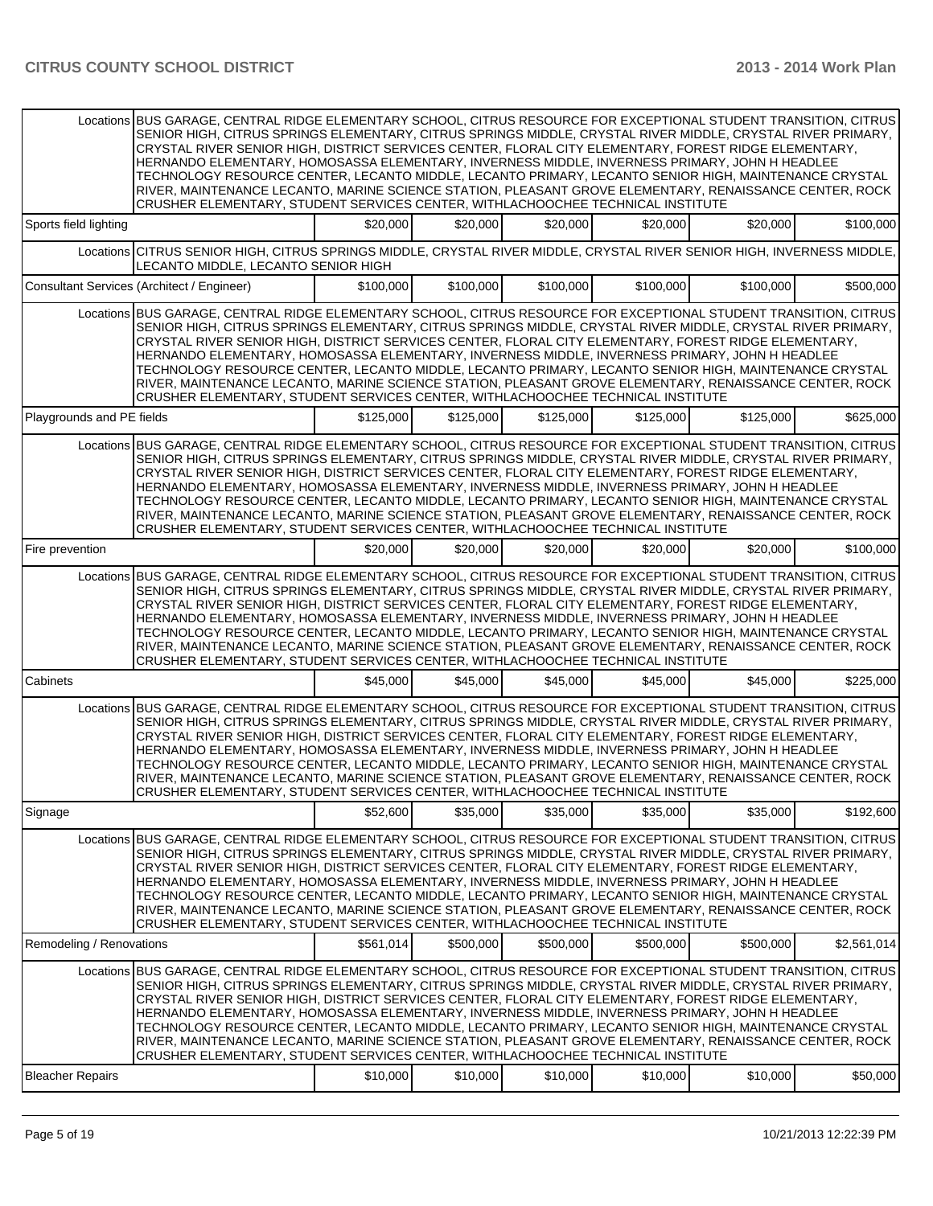| | | | | | | |
|---|---|---|---|---|---|---|
| Locations | BUS GARAGE, CENTRAL RIDGE ELEMENTARY SCHOOL, CITRUS RESOURCE FOR EXCEPTIONAL STUDENT TRANSITION, CITRUS SENIOR HIGH, CITRUS SPRINGS ELEMENTARY, CITRUS SPRINGS MIDDLE, CRYSTAL RIVER MIDDLE, CRYSTAL RIVER PRIMARY, CRYSTAL RIVER SENIOR HIGH, DISTRICT SERVICES CENTER, FLORAL CITY ELEMENTARY, FOREST RIDGE ELEMENTARY, HERNANDO ELEMENTARY, HOMOSASSA ELEMENTARY, INVERNESS MIDDLE, INVERNESS PRIMARY, JOHN H HEADLEE TECHNOLOGY RESOURCE CENTER, LECANTO MIDDLE, LECANTO PRIMARY, LECANTO SENIOR HIGH, MAINTENANCE CRYSTAL RIVER, MAINTENANCE LECANTO, MARINE SCIENCE STATION, PLEASANT GROVE ELEMENTARY, RENAISSANCE CENTER, ROCK CRUSHER ELEMENTARY, STUDENT SERVICES CENTER, WITHLACHOOCHEE TECHNICAL INSTITUTE | | | | | |
| Sports field lighting | | $20,000 | $20,000 | $20,000 | $20,000 | $20,000 | $100,000 |
| Locations | CITRUS SENIOR HIGH, CITRUS SPRINGS MIDDLE, CRYSTAL RIVER MIDDLE, CRYSTAL RIVER SENIOR HIGH, INVERNESS MIDDLE, LECANTO MIDDLE, LECANTO SENIOR HIGH | | | | | |
| Consultant Services (Architect / Engineer) | | $100,000 | $100,000 | $100,000 | $100,000 | $100,000 | $500,000 |
| Locations | BUS GARAGE, CENTRAL RIDGE ELEMENTARY SCHOOL, CITRUS RESOURCE FOR EXCEPTIONAL STUDENT TRANSITION, CITRUS SENIOR HIGH, CITRUS SPRINGS ELEMENTARY, CITRUS SPRINGS MIDDLE, CRYSTAL RIVER MIDDLE, CRYSTAL RIVER PRIMARY, CRYSTAL RIVER SENIOR HIGH, DISTRICT SERVICES CENTER, FLORAL CITY ELEMENTARY, FOREST RIDGE ELEMENTARY, HERNANDO ELEMENTARY, HOMOSASSA ELEMENTARY, INVERNESS MIDDLE, INVERNESS PRIMARY, JOHN H HEADLEE TECHNOLOGY RESOURCE CENTER, LECANTO MIDDLE, LECANTO PRIMARY, LECANTO SENIOR HIGH, MAINTENANCE CRYSTAL RIVER, MAINTENANCE LECANTO, MARINE SCIENCE STATION, PLEASANT GROVE ELEMENTARY, RENAISSANCE CENTER, ROCK CRUSHER ELEMENTARY, STUDENT SERVICES CENTER, WITHLACHOOCHEE TECHNICAL INSTITUTE | | | | | |
| Playgrounds and PE fields | | $125,000 | $125,000 | $125,000 | $125,000 | $125,000 | $625,000 |
| Locations | BUS GARAGE, CENTRAL RIDGE ELEMENTARY SCHOOL, CITRUS RESOURCE FOR EXCEPTIONAL STUDENT TRANSITION, CITRUS SENIOR HIGH, CITRUS SPRINGS ELEMENTARY, CITRUS SPRINGS MIDDLE, CRYSTAL RIVER MIDDLE, CRYSTAL RIVER PRIMARY, CRYSTAL RIVER SENIOR HIGH, DISTRICT SERVICES CENTER, FLORAL CITY ELEMENTARY, FOREST RIDGE ELEMENTARY, HERNANDO ELEMENTARY, HOMOSASSA ELEMENTARY, INVERNESS MIDDLE, INVERNESS PRIMARY, JOHN H HEADLEE TECHNOLOGY RESOURCE CENTER, LECANTO MIDDLE, LECANTO PRIMARY, LECANTO SENIOR HIGH, MAINTENANCE CRYSTAL RIVER, MAINTENANCE LECANTO, MARINE SCIENCE STATION, PLEASANT GROVE ELEMENTARY, RENAISSANCE CENTER, ROCK CRUSHER ELEMENTARY, STUDENT SERVICES CENTER, WITHLACHOOCHEE TECHNICAL INSTITUTE | | | | | |
| Fire prevention | | $20,000 | $20,000 | $20,000 | $20,000 | $20,000 | $100,000 |
| Locations | BUS GARAGE, CENTRAL RIDGE ELEMENTARY SCHOOL, CITRUS RESOURCE FOR EXCEPTIONAL STUDENT TRANSITION, CITRUS SENIOR HIGH, CITRUS SPRINGS ELEMENTARY, CITRUS SPRINGS MIDDLE, CRYSTAL RIVER MIDDLE, CRYSTAL RIVER PRIMARY, CRYSTAL RIVER SENIOR HIGH, DISTRICT SERVICES CENTER, FLORAL CITY ELEMENTARY, FOREST RIDGE ELEMENTARY, HERNANDO ELEMENTARY, HOMOSASSA ELEMENTARY, INVERNESS MIDDLE, INVERNESS PRIMARY, JOHN H HEADLEE TECHNOLOGY RESOURCE CENTER, LECANTO MIDDLE, LECANTO PRIMARY, LECANTO SENIOR HIGH, MAINTENANCE CRYSTAL RIVER, MAINTENANCE LECANTO, MARINE SCIENCE STATION, PLEASANT GROVE ELEMENTARY, RENAISSANCE CENTER, ROCK CRUSHER ELEMENTARY, STUDENT SERVICES CENTER, WITHLACHOOCHEE TECHNICAL INSTITUTE | | | | | |
| Cabinets | | $45,000 | $45,000 | $45,000 | $45,000 | $45,000 | $225,000 |
| Locations | BUS GARAGE, CENTRAL RIDGE ELEMENTARY SCHOOL, CITRUS RESOURCE FOR EXCEPTIONAL STUDENT TRANSITION, CITRUS SENIOR HIGH, CITRUS SPRINGS ELEMENTARY, CITRUS SPRINGS MIDDLE, CRYSTAL RIVER MIDDLE, CRYSTAL RIVER PRIMARY, CRYSTAL RIVER SENIOR HIGH, DISTRICT SERVICES CENTER, FLORAL CITY ELEMENTARY, FOREST RIDGE ELEMENTARY, HERNANDO ELEMENTARY, HOMOSASSA ELEMENTARY, INVERNESS MIDDLE, INVERNESS PRIMARY, JOHN H HEADLEE TECHNOLOGY RESOURCE CENTER, LECANTO MIDDLE, LECANTO PRIMARY, LECANTO SENIOR HIGH, MAINTENANCE CRYSTAL RIVER, MAINTENANCE LECANTO, MARINE SCIENCE STATION, PLEASANT GROVE ELEMENTARY, RENAISSANCE CENTER, ROCK CRUSHER ELEMENTARY, STUDENT SERVICES CENTER, WITHLACHOOCHEE TECHNICAL INSTITUTE | | | | | |
| Signage | | $52,600 | $35,000 | $35,000 | $35,000 | $35,000 | $192,600 |
| Locations | BUS GARAGE, CENTRAL RIDGE ELEMENTARY SCHOOL, CITRUS RESOURCE FOR EXCEPTIONAL STUDENT TRANSITION, CITRUS SENIOR HIGH, CITRUS SPRINGS ELEMENTARY, CITRUS SPRINGS MIDDLE, CRYSTAL RIVER MIDDLE, CRYSTAL RIVER PRIMARY, CRYSTAL RIVER SENIOR HIGH, DISTRICT SERVICES CENTER, FLORAL CITY ELEMENTARY, FOREST RIDGE ELEMENTARY, HERNANDO ELEMENTARY, HOMOSASSA ELEMENTARY, INVERNESS MIDDLE, INVERNESS PRIMARY, JOHN H HEADLEE TECHNOLOGY RESOURCE CENTER, LECANTO MIDDLE, LECANTO PRIMARY, LECANTO SENIOR HIGH, MAINTENANCE CRYSTAL RIVER, MAINTENANCE LECANTO, MARINE SCIENCE STATION, PLEASANT GROVE ELEMENTARY, RENAISSANCE CENTER, ROCK CRUSHER ELEMENTARY, STUDENT SERVICES CENTER, WITHLACHOOCHEE TECHNICAL INSTITUTE | | | | | |
| Remodeling / Renovations | | $561,014 | $500,000 | $500,000 | $500,000 | $500,000 | $2,561,014 |
| Locations | BUS GARAGE, CENTRAL RIDGE ELEMENTARY SCHOOL, CITRUS RESOURCE FOR EXCEPTIONAL STUDENT TRANSITION, CITRUS SENIOR HIGH, CITRUS SPRINGS ELEMENTARY, CITRUS SPRINGS MIDDLE, CRYSTAL RIVER MIDDLE, CRYSTAL RIVER PRIMARY, CRYSTAL RIVER SENIOR HIGH, DISTRICT SERVICES CENTER, FLORAL CITY ELEMENTARY, FOREST RIDGE ELEMENTARY, HERNANDO ELEMENTARY, HOMOSASSA ELEMENTARY, INVERNESS MIDDLE, INVERNESS PRIMARY, JOHN H HEADLEE TECHNOLOGY RESOURCE CENTER, LECANTO MIDDLE, LECANTO PRIMARY, LECANTO SENIOR HIGH, MAINTENANCE CRYSTAL RIVER, MAINTENANCE LECANTO, MARINE SCIENCE STATION, PLEASANT GROVE ELEMENTARY, RENAISSANCE CENTER, ROCK CRUSHER ELEMENTARY, STUDENT SERVICES CENTER, WITHLACHOOCHEE TECHNICAL INSTITUTE | | | | | |
| Bleacher Repairs | | $10,000 | $10,000 | $10,000 | $10,000 | $10,000 | $50,000 |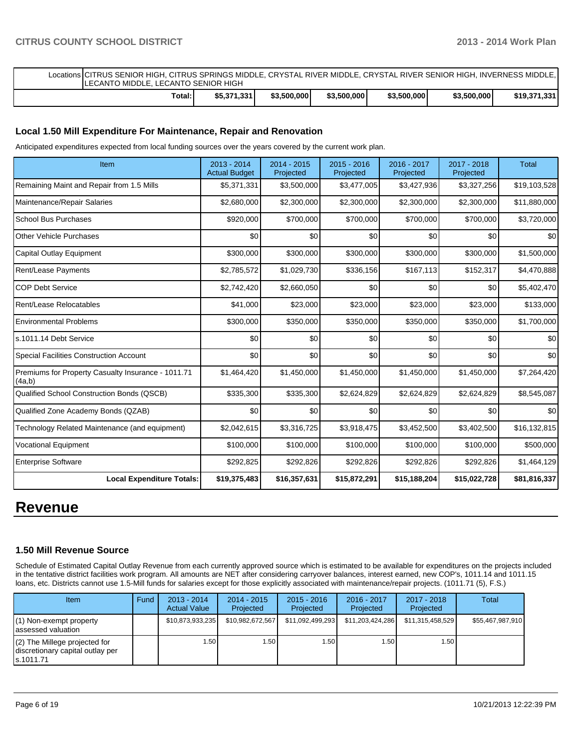| | | | | | | |
|---|---|---|---|---|---|---|
| Locations | CITRUS SENIOR HIGH, CITRUS SPRINGS MIDDLE, CRYSTAL RIVER MIDDLE, CRYSTAL RIVER SENIOR HIGH, INVERNESS MIDDLE, LECANTO MIDDLE, LECANTO SENIOR HIGH | | | | | |
| Total: | $5,371,331 | $3,500,000 | $3,500,000 | $3,500,000 | $3,500,000 | $19,371,331 |

### Local 1.50 Mill Expenditure For Maintenance, Repair and Renovation

Anticipated expenditures expected from local funding sources over the years covered by the current work plan.

| Item | 2013 - 2014 Actual Budget | 2014 - 2015 Projected | 2015 - 2016 Projected | 2016 - 2017 Projected | 2017 - 2018 Projected | Total |
|---|---|---|---|---|---|---|
| Remaining Maint and Repair from 1.5 Mills | $5,371,331 | $3,500,000 | $3,477,005 | $3,427,936 | $3,327,256 | $19,103,528 |
| Maintenance/Repair Salaries | $2,680,000 | $2,300,000 | $2,300,000 | $2,300,000 | $2,300,000 | $11,880,000 |
| School Bus Purchases | $920,000 | $700,000 | $700,000 | $700,000 | $700,000 | $3,720,000 |
| Other Vehicle Purchases | $0 | $0 | $0 | $0 | $0 | $0 |
| Capital Outlay Equipment | $300,000 | $300,000 | $300,000 | $300,000 | $300,000 | $1,500,000 |
| Rent/Lease Payments | $2,785,572 | $1,029,730 | $336,156 | $167,113 | $152,317 | $4,470,888 |
| COP Debt Service | $2,742,420 | $2,660,050 | $0 | $0 | $0 | $5,402,470 |
| Rent/Lease Relocatables | $41,000 | $23,000 | $23,000 | $23,000 | $23,000 | $133,000 |
| Environmental Problems | $300,000 | $350,000 | $350,000 | $350,000 | $350,000 | $1,700,000 |
| s.1011.14 Debt Service | $0 | $0 | $0 | $0 | $0 | $0 |
| Special Facilities Construction Account | $0 | $0 | $0 | $0 | $0 | $0 |
| Premiums for Property Casualty Insurance - 1011.71 (4a,b) | $1,464,420 | $1,450,000 | $1,450,000 | $1,450,000 | $1,450,000 | $7,264,420 |
| Qualified School Construction Bonds (QSCB) | $335,300 | $335,300 | $2,624,829 | $2,624,829 | $2,624,829 | $8,545,087 |
| Qualified Zone Academy Bonds (QZAB) | $0 | $0 | $0 | $0 | $0 | $0 |
| Technology Related Maintenance (and equipment) | $2,042,615 | $3,316,725 | $3,918,475 | $3,452,500 | $3,402,500 | $16,132,815 |
| Vocational Equipment | $100,000 | $100,000 | $100,000 | $100,000 | $100,000 | $500,000 |
| Enterprise Software | $292,825 | $292,826 | $292,826 | $292,826 | $292,826 | $1,464,129 |
| **Local Expenditure Totals:** | **$19,375,483** | **$16,357,631** | **$15,872,291** | **$15,188,204** | **$15,022,728** | **$81,816,337** |

# Revenue

### 1.50 Mill Revenue Source

Schedule of Estimated Capital Outlay Revenue from each currently approved source which is estimated to be available for expenditures on the projects included in the tentative district facilities work program. All amounts are NET after considering carryover balances, interest earned, new COP's, 1011.14 and 1011.15 loans, etc. Districts cannot use 1.5-Mill funds for salaries except for those explicitly associated with maintenance/repair projects. (1011.71 (5), F.S.)

| Item | Fund | 2013 - 2014 Actual Value | 2014 - 2015 Projected | 2015 - 2016 Projected | 2016 - 2017 Projected | 2017 - 2018 Projected | Total |
|---|---|---|---|---|---|---|---|
| (1) Non-exempt property assessed valuation | | $10,873,933,235 | $10,982,672,567 | $11,092,499,293 | $11,203,424,286 | $11,315,458,529 | $55,467,987,910 |
| (2) The Millege projected for discretionary capital outlay per s.1011.71 | | 1.50 | 1.50 | 1.50 | 1.50 | 1.50 | |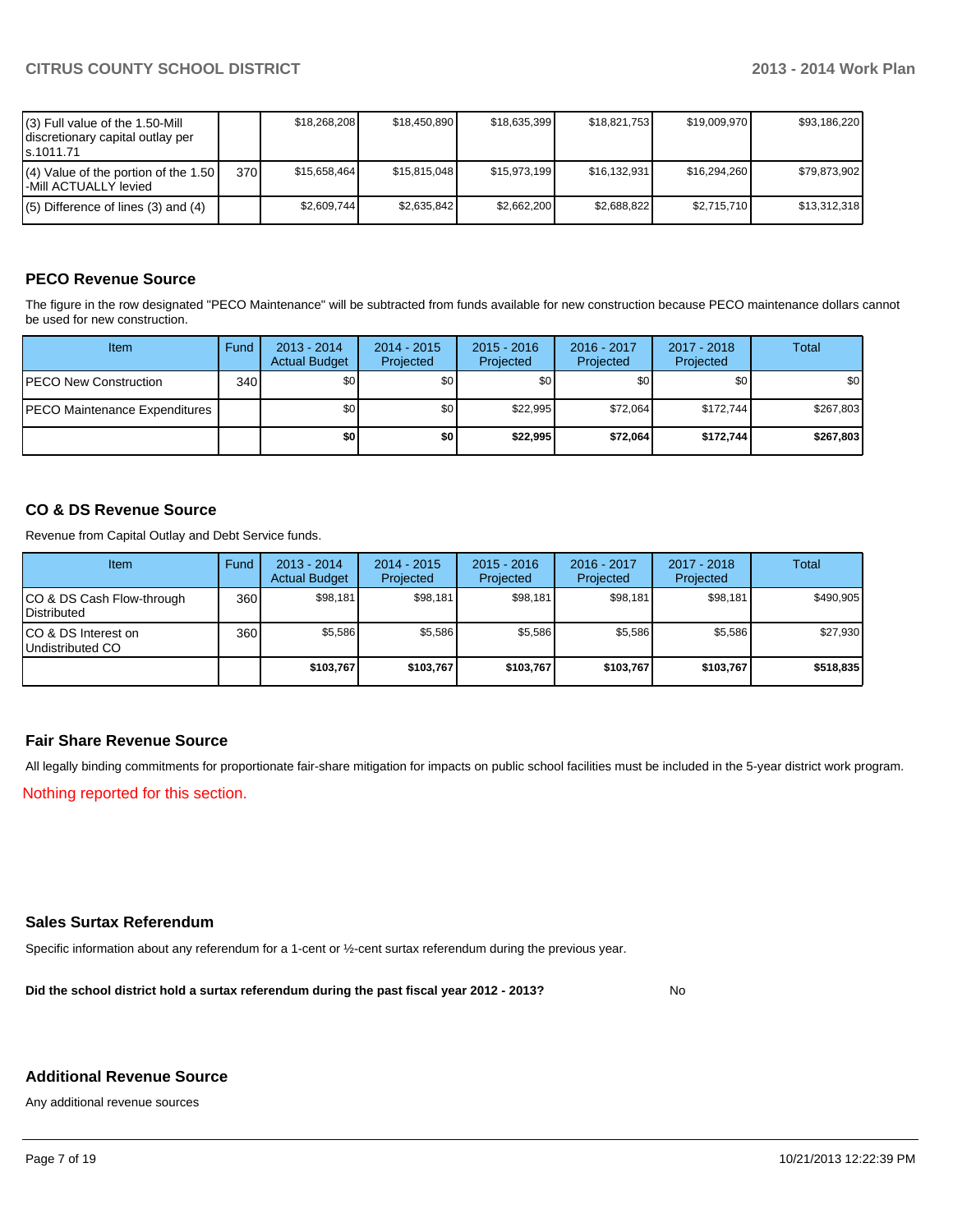| | | | | | | | |
|---|---|---|---|---|---|---|---|
| (3) Full value of the 1.50-Mill discretionary capital outlay per s.1011.71 | | $18,268,208 | $18,450,890 | $18,635,399 | $18,821,753 | $19,009,970 | $93,186,220 |
| (4) Value of the portion of the 1.50 -Mill ACTUALLY levied | 370 | $15,658,464 | $15,815,048 | $15,973,199 | $16,132,931 | $16,294,260 | $79,873,902 |
| (5) Difference of lines (3) and (4) | | $2,609,744 | $2,635,842 | $2,662,200 | $2,688,822 | $2,715,710 | $13,312,318 |

## PECO Revenue Source

The figure in the row designated "PECO Maintenance" will be subtracted from funds available for new construction because PECO maintenance dollars cannot be used for new construction.

| Item | Fund | 2013 - 2014 Actual Budget | 2014 - 2015 Projected | 2015 - 2016 Projected | 2016 - 2017 Projected | 2017 - 2018 Projected | Total |
|---|---|---|---|---|---|---|---|
| PECO New Construction | 340 | $0 | $0 | $0 | $0 | $0 | $0 |
| PECO Maintenance Expenditures | | $0 | $0 | $22,995 | $72,064 | $172,744 | $267,803 |
| | | **$0** | **$0** | **$22,995** | **$72,064** | **$172,744** | **$267,803** |

## CO & DS Revenue Source

Revenue from Capital Outlay and Debt Service funds.

| Item | Fund | 2013 - 2014 Actual Budget | 2014 - 2015 Projected | 2015 - 2016 Projected | 2016 - 2017 Projected | 2017 - 2018 Projected | Total |
|---|---|---|---|---|---|---|---|
| CO & DS Cash Flow-through Distributed | 360 | $98,181 | $98,181 | $98,181 | $98,181 | $98,181 | $490,905 |
| CO & DS Interest on Undistributed CO | 360 | $5,586 | $5,586 | $5,586 | $5,586 | $5,586 | $27,930 |
| | | **$103,767** | **$103,767** | **$103,767** | **$103,767** | **$103,767** | **$518,835** |

## Fair Share Revenue Source

All legally binding commitments for proportionate fair-share mitigation for impacts on public school facilities must be included in the 5-year district work program.

Nothing reported for this section.

## Sales Surtax Referendum

Specific information about any referendum for a 1-cent or ½-cent surtax referendum during the previous year.

**Did the school district hold a surtax referendum during the past fiscal year 2012 - 2013?** No

## Additional Revenue Source

Any additional revenue sources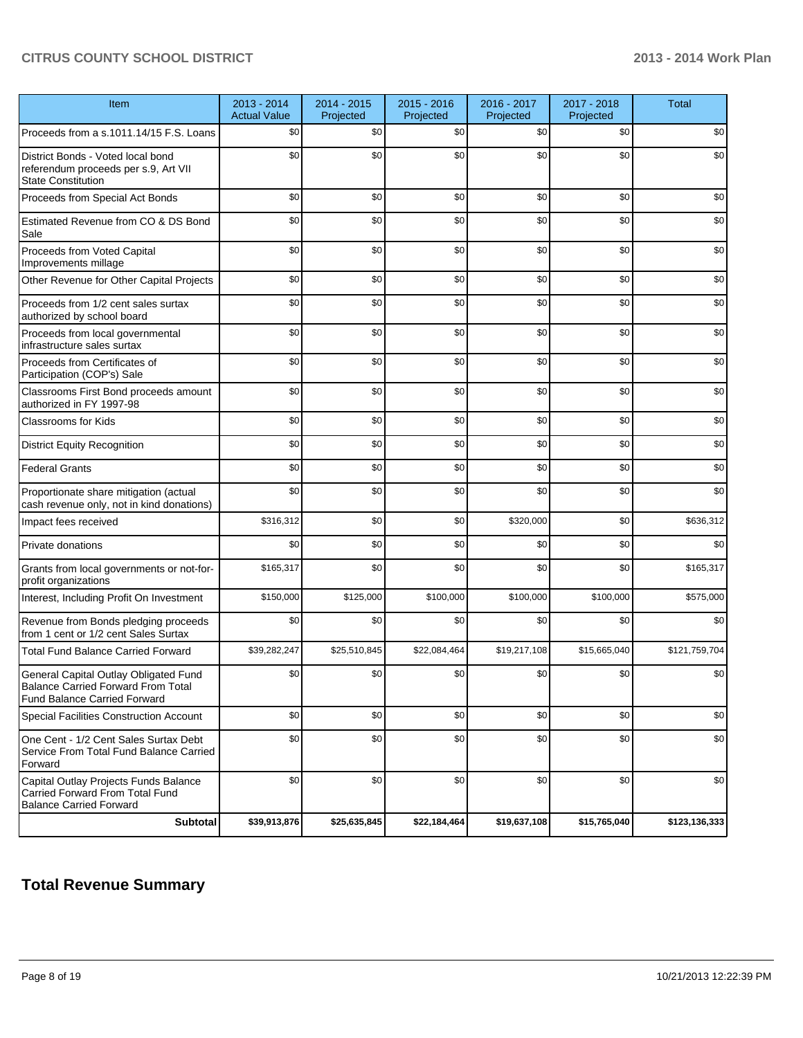| Item | 2013 - 2014 Actual Value | 2014 - 2015 Projected | 2015 - 2016 Projected | 2016 - 2017 Projected | 2017 - 2018 Projected | Total |
|---|---|---|---|---|---|---|
| Proceeds from a s.1011.14/15 F.S. Loans | $0 | $0 | $0 | $0 | $0 | $0 |
| District Bonds - Voted local bond referendum proceeds per s.9, Art VII State Constitution | $0 | $0 | $0 | $0 | $0 | $0 |
| Proceeds from Special Act Bonds | $0 | $0 | $0 | $0 | $0 | $0 |
| Estimated Revenue from CO & DS Bond Sale | $0 | $0 | $0 | $0 | $0 | $0 |
| Proceeds from Voted Capital Improvements millage | $0 | $0 | $0 | $0 | $0 | $0 |
| Other Revenue for Other Capital Projects | $0 | $0 | $0 | $0 | $0 | $0 |
| Proceeds from 1/2 cent sales surtax authorized by school board | $0 | $0 | $0 | $0 | $0 | $0 |
| Proceeds from local governmental infrastructure sales surtax | $0 | $0 | $0 | $0 | $0 | $0 |
| Proceeds from Certificates of Participation (COP's) Sale | $0 | $0 | $0 | $0 | $0 | $0 |
| Classrooms First Bond proceeds amount authorized in FY 1997-98 | $0 | $0 | $0 | $0 | $0 | $0 |
| Classrooms for Kids | $0 | $0 | $0 | $0 | $0 | $0 |
| District Equity Recognition | $0 | $0 | $0 | $0 | $0 | $0 |
| Federal Grants | $0 | $0 | $0 | $0 | $0 | $0 |
| Proportionate share mitigation (actual cash revenue only, not in kind donations) | $0 | $0 | $0 | $0 | $0 | $0 |
| Impact fees received | $316,312 | $0 | $0 | $320,000 | $0 | $636,312 |
| Private donations | $0 | $0 | $0 | $0 | $0 | $0 |
| Grants from local governments or not-for-profit organizations | $165,317 | $0 | $0 | $0 | $0 | $165,317 |
| Interest, Including Profit On Investment | $150,000 | $125,000 | $100,000 | $100,000 | $100,000 | $575,000 |
| Revenue from Bonds pledging proceeds from 1 cent or 1/2 cent Sales Surtax | $0 | $0 | $0 | $0 | $0 | $0 |
| Total Fund Balance Carried Forward | $39,282,247 | $25,510,845 | $22,084,464 | $19,217,108 | $15,665,040 | $121,759,704 |
| General Capital Outlay Obligated Fund Balance Carried Forward From Total Fund Balance Carried Forward | $0 | $0 | $0 | $0 | $0 | $0 |
| Special Facilities Construction Account | $0 | $0 | $0 | $0 | $0 | $0 |
| One Cent - 1/2 Cent Sales Surtax Debt Service From Total Fund Balance Carried Forward | $0 | $0 | $0 | $0 | $0 | $0 |
| Capital Outlay Projects Funds Balance Carried Forward From Total Fund Balance Carried Forward | $0 | $0 | $0 | $0 | $0 | $0 |
| **Subtotal** | **$39,913,876** | **$25,635,845** | **$22,184,464** | **$19,637,108** | **$15,765,040** | **$123,136,333** |

## Total Revenue Summary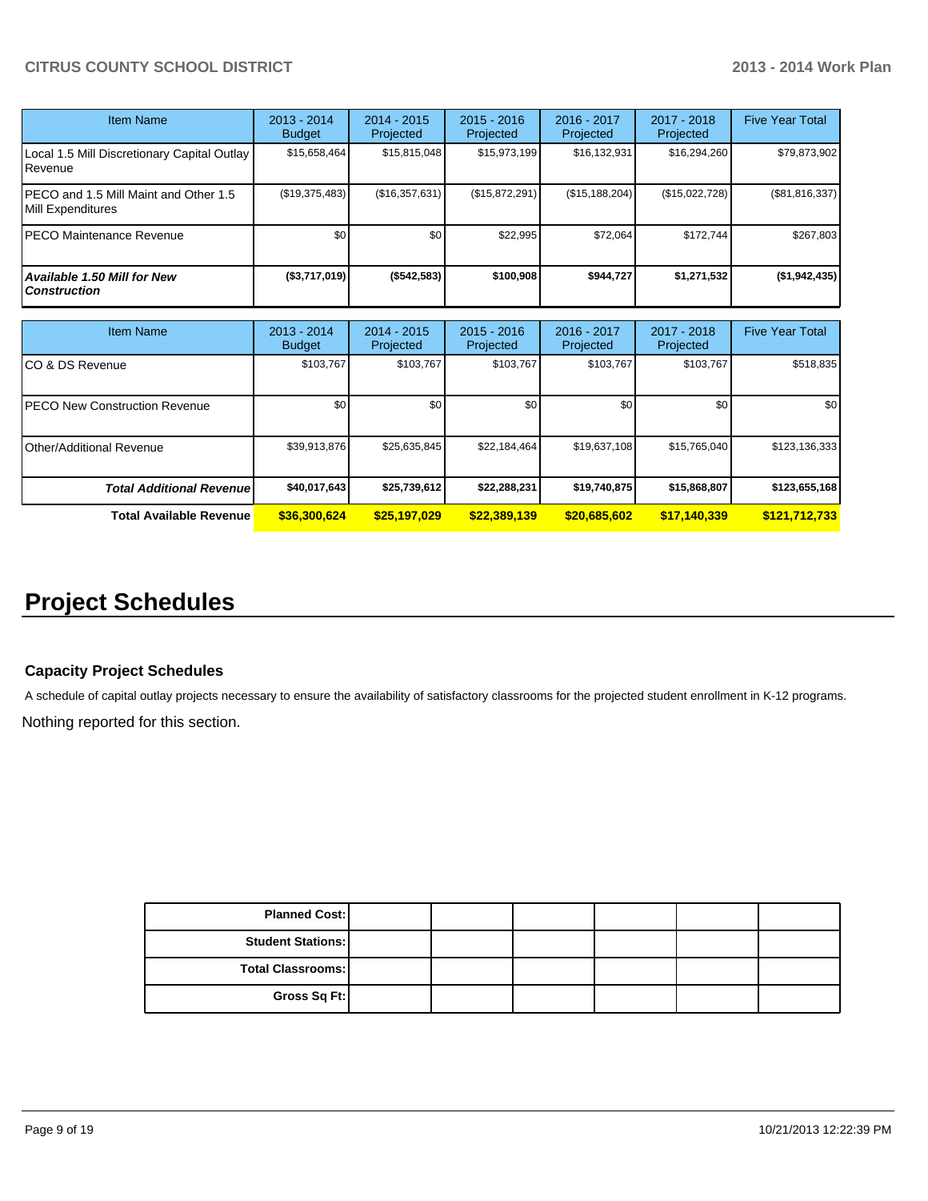| Item Name | 2013 - 2014 Budget | 2014 - 2015 Projected | 2015 - 2016 Projected | 2016 - 2017 Projected | 2017 - 2018 Projected | Five Year Total |
|---|---|---|---|---|---|---|
| Local 1.5 Mill Discretionary Capital Outlay Revenue | $15,658,464 | $15,815,048 | $15,973,199 | $16,132,931 | $16,294,260 | $79,873,902 |
| PECO and 1.5 Mill Maint and Other 1.5 Mill Expenditures | ($19,375,483) | ($16,357,631) | ($15,872,291) | ($15,188,204) | ($15,022,728) | ($81,816,337) |
| PECO Maintenance Revenue | $0 | $0 | $22,995 | $72,064 | $172,744 | $267,803 |
| ***Available 1.50 Mill for New Construction*** | **($3,717,019)** | **($542,583)** | **$100,908** | **$944,727** | **$1,271,532** | **($1,942,435)** |

| Item Name | 2013 - 2014 Budget | 2014 - 2015 Projected | 2015 - 2016 Projected | 2016 - 2017 Projected | 2017 - 2018 Projected | Five Year Total |
|---|---|---|---|---|---|---|
| CO & DS Revenue | $103,767 | $103,767 | $103,767 | $103,767 | $103,767 | $518,835 |
| PECO New Construction Revenue | $0 | $0 | $0 | $0 | $0 | $0 |
| Other/Additional Revenue | $39,913,876 | $25,635,845 | $22,184,464 | $19,637,108 | $15,765,040 | $123,136,333 |
| ***Total Additional Revenue*** | **$40,017,643** | **$25,739,612** | **$22,288,231** | **$19,740,875** | **$15,868,807** | **$123,655,168** |
| **Total Available Revenue** | **$36,300,624** | **$25,197,029** | **$22,389,139** | **$20,685,602** | **$17,140,339** | **$121,712,733** |

# Project Schedules

### Capacity Project Schedules

A schedule of capital outlay projects necessary to ensure the availability of satisfactory classrooms for the projected student enrollment in K-12 programs.

Nothing reported for this section.

| | | | | | |
|---|---|---|---|---|---|
| **Planned Cost:** | | | | | |
| **Student Stations:** | | | | | |
| **Total Classrooms:** | | | | | |
| **Gross Sq Ft:** | | | | | |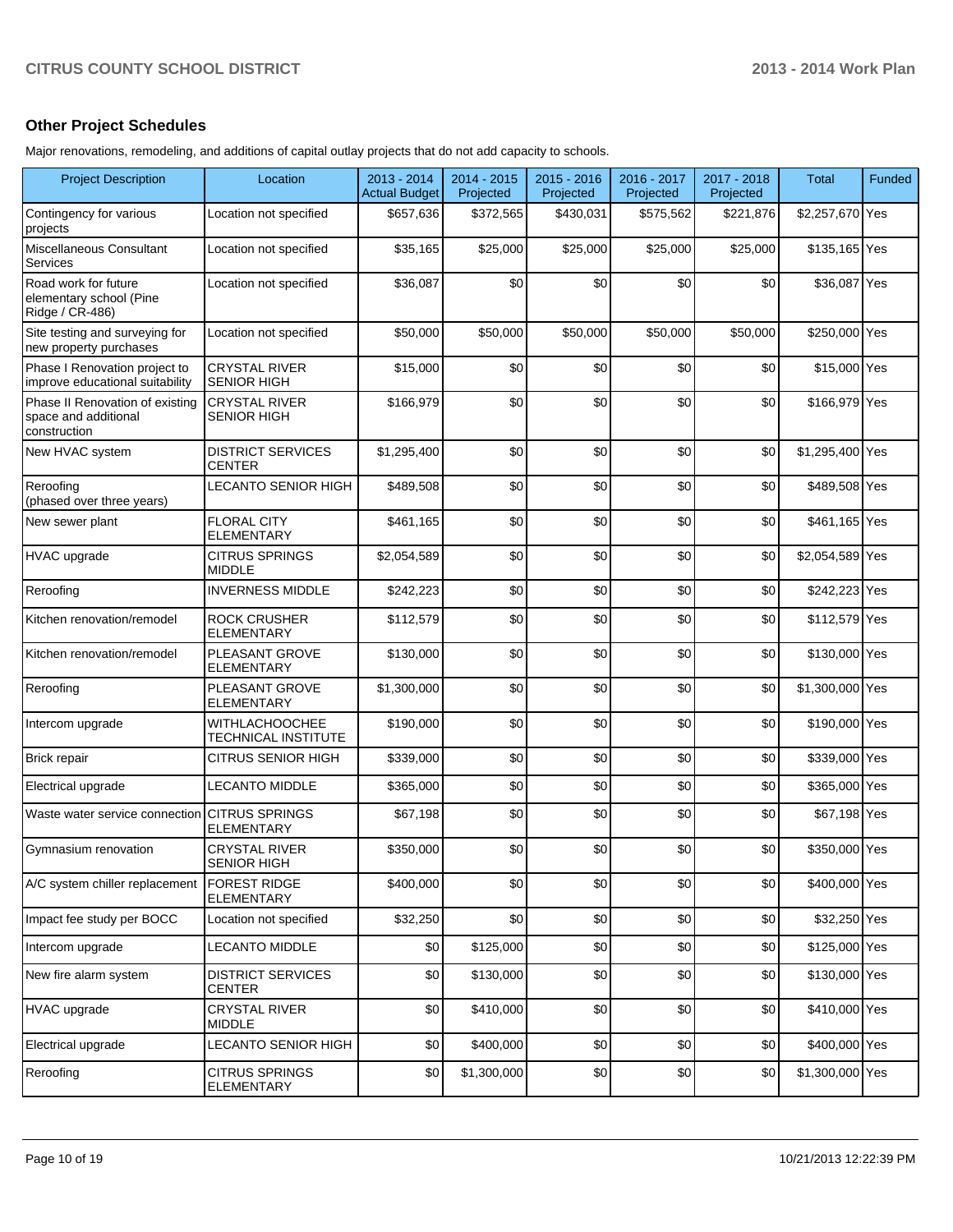## Other Project Schedules

Major renovations, remodeling, and additions of capital outlay projects that do not add capacity to schools.

| Project Description | Location | 2013 - 2014 Actual Budget | 2014 - 2015 Projected | 2015 - 2016 Projected | 2016 - 2017 Projected | 2017 - 2018 Projected | Total | Funded |
|---|---|---|---|---|---|---|---|---|
| Contingency for various projects | Location not specified | $657,636 | $372,565 | $430,031 | $575,562 | $221,876 | $2,257,670 | Yes |
| Miscellaneous Consultant Services | Location not specified | $35,165 | $25,000 | $25,000 | $25,000 | $25,000 | $135,165 | Yes |
| Road work for future elementary school (Pine Ridge / CR-486) | Location not specified | $36,087 | $0 | $0 | $0 | $0 | $36,087 | Yes |
| Site testing and surveying for new property purchases | Location not specified | $50,000 | $50,000 | $50,000 | $50,000 | $50,000 | $250,000 | Yes |
| Phase I Renovation project to improve educational suitability | CRYSTAL RIVER SENIOR HIGH | $15,000 | $0 | $0 | $0 | $0 | $15,000 | Yes |
| Phase II Renovation of existing space and additional construction | CRYSTAL RIVER SENIOR HIGH | $166,979 | $0 | $0 | $0 | $0 | $166,979 | Yes |
| New HVAC system | DISTRICT SERVICES CENTER | $1,295,400 | $0 | $0 | $0 | $0 | $1,295,400 | Yes |
| Reroofing (phased over three years) | LECANTO SENIOR HIGH | $489,508 | $0 | $0 | $0 | $0 | $489,508 | Yes |
| New sewer plant | FLORAL CITY ELEMENTARY | $461,165 | $0 | $0 | $0 | $0 | $461,165 | Yes |
| HVAC upgrade | CITRUS SPRINGS MIDDLE | $2,054,589 | $0 | $0 | $0 | $0 | $2,054,589 | Yes |
| Reroofing | INVERNESS MIDDLE | $242,223 | $0 | $0 | $0 | $0 | $242,223 | Yes |
| Kitchen renovation/remodel | ROCK CRUSHER ELEMENTARY | $112,579 | $0 | $0 | $0 | $0 | $112,579 | Yes |
| Kitchen renovation/remodel | PLEASANT GROVE ELEMENTARY | $130,000 | $0 | $0 | $0 | $0 | $130,000 | Yes |
| Reroofing | PLEASANT GROVE ELEMENTARY | $1,300,000 | $0 | $0 | $0 | $0 | $1,300,000 | Yes |
| Intercom upgrade | WITHLACHOOCHEE TECHNICAL INSTITUTE | $190,000 | $0 | $0 | $0 | $0 | $190,000 | Yes |
| Brick repair | CITRUS SENIOR HIGH | $339,000 | $0 | $0 | $0 | $0 | $339,000 | Yes |
| Electrical upgrade | LECANTO MIDDLE | $365,000 | $0 | $0 | $0 | $0 | $365,000 | Yes |
| Waste water service connection | CITRUS SPRINGS ELEMENTARY | $67,198 | $0 | $0 | $0 | $0 | $67,198 | Yes |
| Gymnasium renovation | CRYSTAL RIVER SENIOR HIGH | $350,000 | $0 | $0 | $0 | $0 | $350,000 | Yes |
| A/C system chiller replacement | FOREST RIDGE ELEMENTARY | $400,000 | $0 | $0 | $0 | $0 | $400,000 | Yes |
| Impact fee study per BOCC | Location not specified | $32,250 | $0 | $0 | $0 | $0 | $32,250 | Yes |
| Intercom upgrade | LECANTO MIDDLE | $0 | $125,000 | $0 | $0 | $0 | $125,000 | Yes |
| New fire alarm system | DISTRICT SERVICES CENTER | $0 | $130,000 | $0 | $0 | $0 | $130,000 | Yes |
| HVAC upgrade | CRYSTAL RIVER MIDDLE | $0 | $410,000 | $0 | $0 | $0 | $410,000 | Yes |
| Electrical upgrade | LECANTO SENIOR HIGH | $0 | $400,000 | $0 | $0 | $0 | $400,000 | Yes |
| Reroofing | CITRUS SPRINGS ELEMENTARY | $0 | $1,300,000 | $0 | $0 | $0 | $1,300,000 | Yes |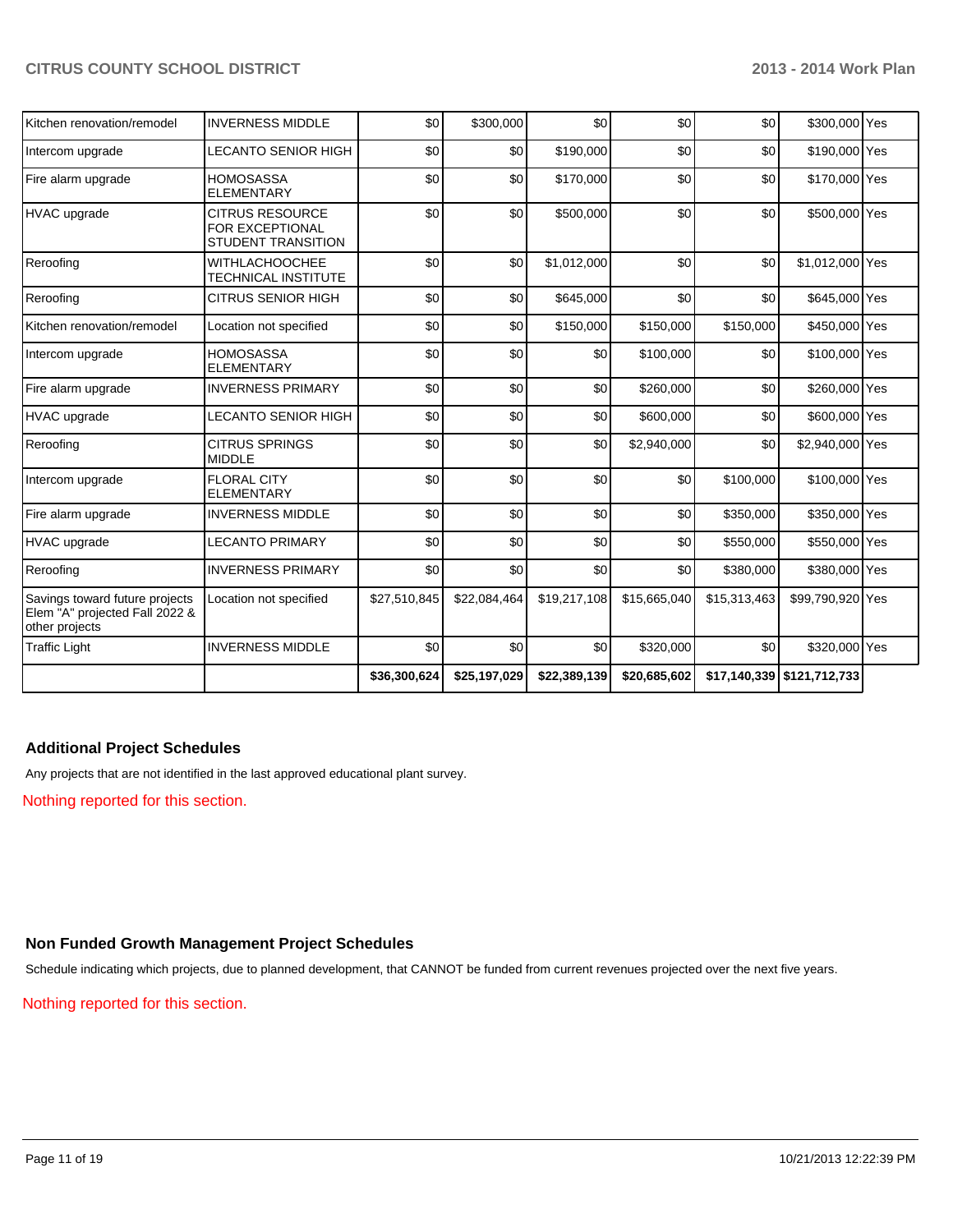| | | | | | | | | |
|---|---|---|---|---|---|---|---|---|
| Kitchen renovation/remodel | INVERNESS MIDDLE | $0 | $300,000 | $0 | $0 | $0 | $300,000 | Yes |
| Intercom upgrade | LECANTO SENIOR HIGH | $0 | $0 | $190,000 | $0 | $0 | $190,000 | Yes |
| Fire alarm upgrade | HOMOSASSA ELEMENTARY | $0 | $0 | $170,000 | $0 | $0 | $170,000 | Yes |
| HVAC upgrade | CITRUS RESOURCE FOR EXCEPTIONAL STUDENT TRANSITION | $0 | $0 | $500,000 | $0 | $0 | $500,000 | Yes |
| Reroofing | WITHLACHOOCHEE TECHNICAL INSTITUTE | $0 | $0 | $1,012,000 | $0 | $0 | $1,012,000 | Yes |
| Reroofing | CITRUS SENIOR HIGH | $0 | $0 | $645,000 | $0 | $0 | $645,000 | Yes |
| Kitchen renovation/remodel | Location not specified | $0 | $0 | $150,000 | $150,000 | $150,000 | $450,000 | Yes |
| Intercom upgrade | HOMOSASSA ELEMENTARY | $0 | $0 | $0 | $100,000 | $0 | $100,000 | Yes |
| Fire alarm upgrade | INVERNESS PRIMARY | $0 | $0 | $0 | $260,000 | $0 | $260,000 | Yes |
| HVAC upgrade | LECANTO SENIOR HIGH | $0 | $0 | $0 | $600,000 | $0 | $600,000 | Yes |
| Reroofing | CITRUS SPRINGS MIDDLE | $0 | $0 | $0 | $2,940,000 | $0 | $2,940,000 | Yes |
| Intercom upgrade | FLORAL CITY ELEMENTARY | $0 | $0 | $0 | $0 | $100,000 | $100,000 | Yes |
| Fire alarm upgrade | INVERNESS MIDDLE | $0 | $0 | $0 | $0 | $350,000 | $350,000 | Yes |
| HVAC upgrade | LECANTO PRIMARY | $0 | $0 | $0 | $0 | $550,000 | $550,000 | Yes |
| Reroofing | INVERNESS PRIMARY | $0 | $0 | $0 | $0 | $380,000 | $380,000 | Yes |
| Savings toward future projects Elem "A" projected Fall 2022 & other projects | Location not specified | $27,510,845 | $22,084,464 | $19,217,108 | $15,665,040 | $15,313,463 | $99,790,920 | Yes |
| Traffic Light | INVERNESS MIDDLE | $0 | $0 | $0 | $320,000 | $0 | $320,000 | Yes |
| | | **$36,300,624** | **$25,197,029** | **$22,389,139** | **$20,685,602** | **$17,140,339** | **$121,712,733** | |

## Additional Project Schedules

Any projects that are not identified in the last approved educational plant survey.

Nothing reported for this section.

## Non Funded Growth Management Project Schedules

Schedule indicating which projects, due to planned development, that CANNOT be funded from current revenues projected over the next five years.

Nothing reported for this section.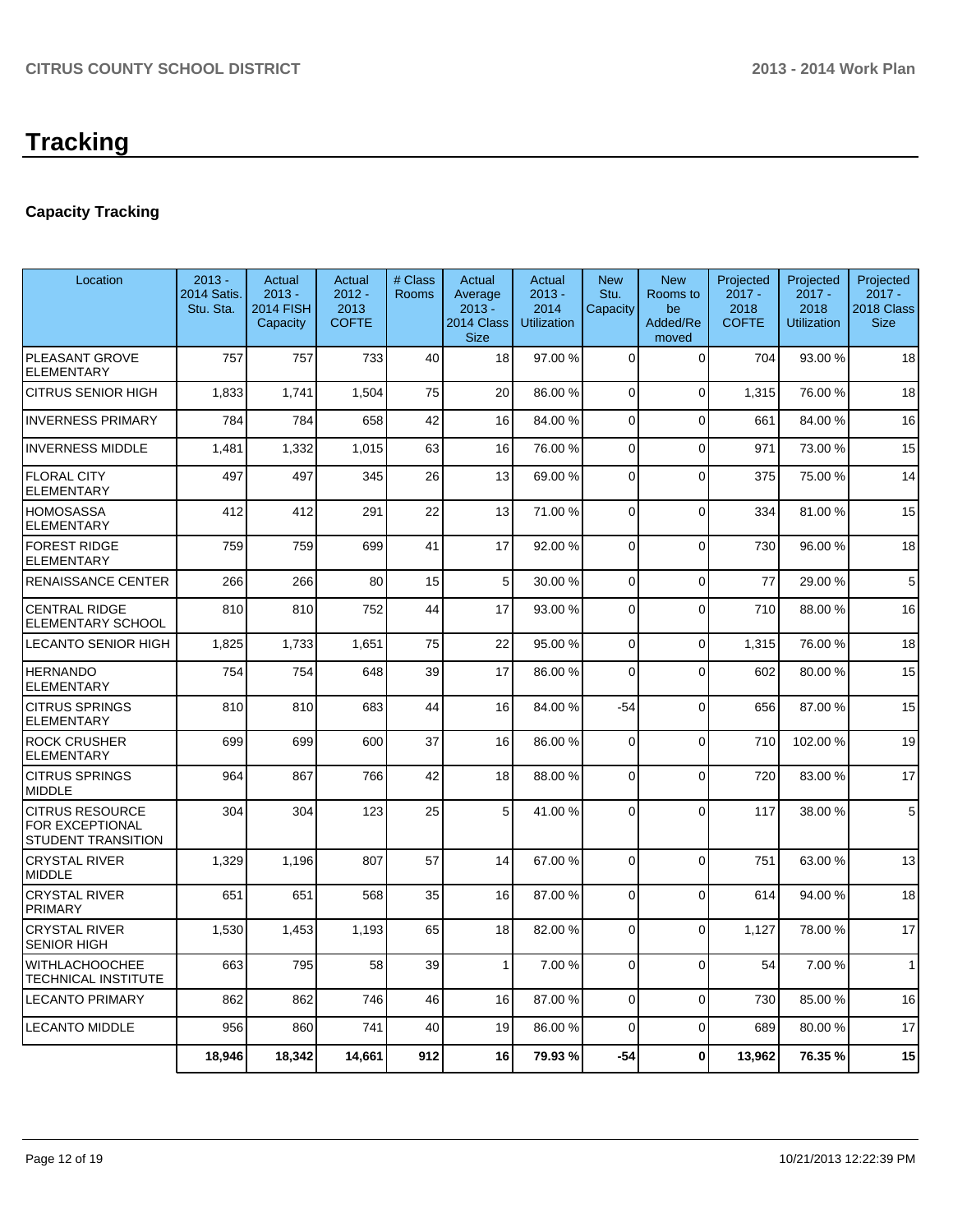# Tracking

### Capacity Tracking

| Location | 2013 - 2014 Satis. Stu. Sta. | Actual 2013 - 2014 FISH Capacity | Actual 2012 - 2013 COFTE | # Class Rooms | Actual Average 2013 - 2014 Class Size | Actual 2013 - 2014 Utilization | New Stu. Capacity | New Rooms to be Added/Removed | Projected 2017 - 2018 COFTE | Projected 2017 - 2018 Utilization | Projected 2017 - 2018 Class Size |
|---|---|---|---|---|---|---|---|---|---|---|---|
| PLEASANT GROVE ELEMENTARY | 757 | 757 | 733 | 40 | 18 | 97.00 % | 0 | 0 | 704 | 93.00 % | 18 |
| CITRUS SENIOR HIGH | 1,833 | 1,741 | 1,504 | 75 | 20 | 86.00 % | 0 | 0 | 1,315 | 76.00 % | 18 |
| INVERNESS PRIMARY | 784 | 784 | 658 | 42 | 16 | 84.00 % | 0 | 0 | 661 | 84.00 % | 16 |
| INVERNESS MIDDLE | 1,481 | 1,332 | 1,015 | 63 | 16 | 76.00 % | 0 | 0 | 971 | 73.00 % | 15 |
| FLORAL CITY ELEMENTARY | 497 | 497 | 345 | 26 | 13 | 69.00 % | 0 | 0 | 375 | 75.00 % | 14 |
| HOMOSASSA ELEMENTARY | 412 | 412 | 291 | 22 | 13 | 71.00 % | 0 | 0 | 334 | 81.00 % | 15 |
| FOREST RIDGE ELEMENTARY | 759 | 759 | 699 | 41 | 17 | 92.00 % | 0 | 0 | 730 | 96.00 % | 18 |
| RENAISSANCE CENTER | 266 | 266 | 80 | 15 | 5 | 30.00 % | 0 | 0 | 77 | 29.00 % | 5 |
| CENTRAL RIDGE ELEMENTARY SCHOOL | 810 | 810 | 752 | 44 | 17 | 93.00 % | 0 | 0 | 710 | 88.00 % | 16 |
| LECANTO SENIOR HIGH | 1,825 | 1,733 | 1,651 | 75 | 22 | 95.00 % | 0 | 0 | 1,315 | 76.00 % | 18 |
| HERNANDO ELEMENTARY | 754 | 754 | 648 | 39 | 17 | 86.00 % | 0 | 0 | 602 | 80.00 % | 15 |
| CITRUS SPRINGS ELEMENTARY | 810 | 810 | 683 | 44 | 16 | 84.00 % | -54 | 0 | 656 | 87.00 % | 15 |
| ROCK CRUSHER ELEMENTARY | 699 | 699 | 600 | 37 | 16 | 86.00 % | 0 | 0 | 710 | 102.00 % | 19 |
| CITRUS SPRINGS MIDDLE | 964 | 867 | 766 | 42 | 18 | 88.00 % | 0 | 0 | 720 | 83.00 % | 17 |
| CITRUS RESOURCE FOR EXCEPTIONAL STUDENT TRANSITION | 304 | 304 | 123 | 25 | 5 | 41.00 % | 0 | 0 | 117 | 38.00 % | 5 |
| CRYSTAL RIVER MIDDLE | 1,329 | 1,196 | 807 | 57 | 14 | 67.00 % | 0 | 0 | 751 | 63.00 % | 13 |
| CRYSTAL RIVER PRIMARY | 651 | 651 | 568 | 35 | 16 | 87.00 % | 0 | 0 | 614 | 94.00 % | 18 |
| CRYSTAL RIVER SENIOR HIGH | 1,530 | 1,453 | 1,193 | 65 | 18 | 82.00 % | 0 | 0 | 1,127 | 78.00 % | 17 |
| WITHLACHOOCHEE TECHNICAL INSTITUTE | 663 | 795 | 58 | 39 | 1 | 7.00 % | 0 | 0 | 54 | 7.00 % | 1 |
| LECANTO PRIMARY | 862 | 862 | 746 | 46 | 16 | 87.00 % | 0 | 0 | 730 | 85.00 % | 16 |
| LECANTO MIDDLE | 956 | 860 | 741 | 40 | 19 | 86.00 % | 0 | 0 | 689 | 80.00 % | 17 |
| | **18,946** | **18,342** | **14,661** | **912** | **16** | **79.93 %** | **-54** | **0** | **13,962** | **76.35 %** | **15** |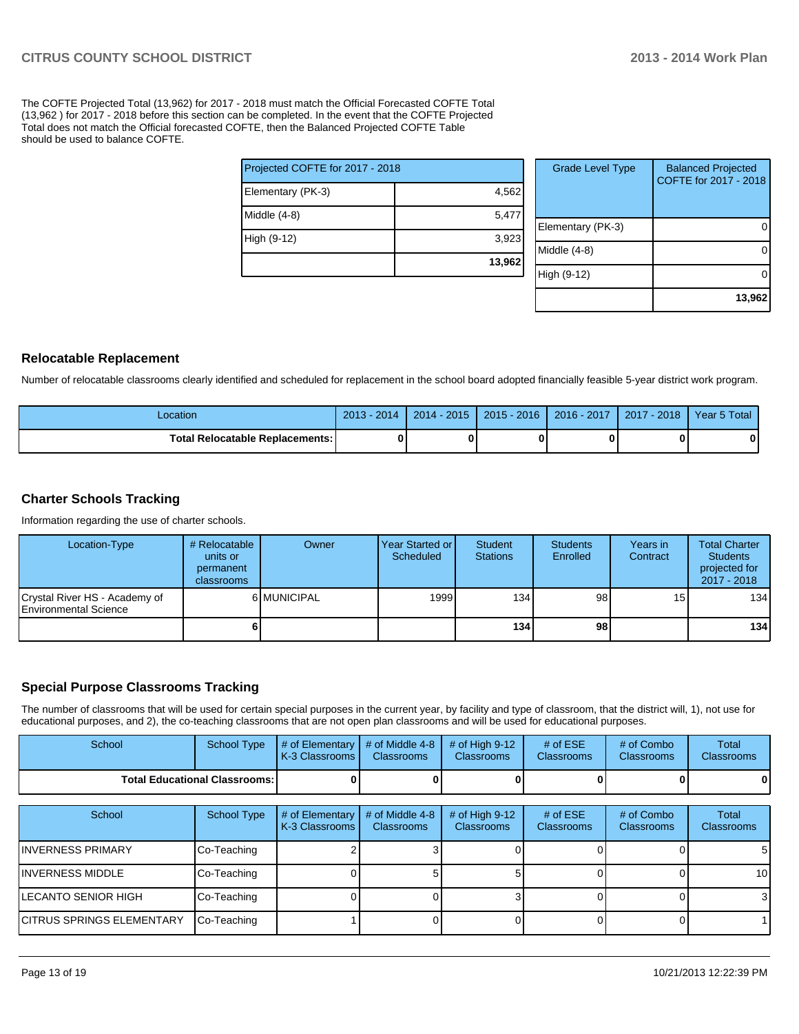The COFTE Projected Total (13,962) for 2017 - 2018 must match the Official Forecasted COFTE Total (13,962 ) for 2017 - 2018 before this section can be completed. In the event that the COFTE Projected Total does not match the Official forecasted COFTE, then the Balanced Projected COFTE Table should be used to balance COFTE.

| Projected COFTE for 2017 - 2018 | |
|---|---|
| Elementary (PK-3) | 4,562 |
| Middle (4-8) | 5,477 |
| High (9-12) | 3,923 |
| | **13,962** |

| Grade Level Type | Balanced Projected COFTE for 2017 - 2018 |
|---|---|
| Elementary (PK-3) | 0 |
| Middle (4-8) | 0 |
| High (9-12) | 0 |
| | **13,962** |

## Relocatable Replacement

Number of relocatable classrooms clearly identified and scheduled for replacement in the school board adopted financially feasible 5-year district work program.

| Location | 2013 - 2014 | 2014 - 2015 | 2015 - 2016 | 2016 - 2017 | 2017 - 2018 | Year 5 Total |
|---|---|---|---|---|---|---|
| **Total Relocatable Replacements:** | **0** | **0** | **0** | **0** | **0** | **0** |

## Charter Schools Tracking

Information regarding the use of charter schools.

| Location-Type | # Relocatable units or permanent classrooms | Owner | Year Started or Scheduled | Student Stations | Students Enrolled | Years in Contract | Total Charter Students projected for 2017 - 2018 |
|---|---|---|---|---|---|---|---|
| Crystal River HS - Academy of Environmental Science | 6 | MUNICIPAL | 1999 | 134 | 98 | 15 | 134 |
| | **6** | | | **134** | **98** | | **134** |

## Special Purpose Classrooms Tracking

The number of classrooms that will be used for certain special purposes in the current year, by facility and type of classroom, that the district will, 1), not use for educational purposes, and 2), the co-teaching classrooms that are not open plan classrooms and will be used for educational purposes.

| School | School Type | # of Elementary K-3 Classrooms | # of Middle 4-8 Classrooms | # of High 9-12 Classrooms | # of ESE Classrooms | # of Combo Classrooms | Total Classrooms |
|---|---|---|---|---|---|---|---|
| **Total Educational Classrooms:** | | **0** | **0** | **0** | **0** | **0** | **0** |

| School | School Type | # of Elementary K-3 Classrooms | # of Middle 4-8 Classrooms | # of High 9-12 Classrooms | # of ESE Classrooms | # of Combo Classrooms | Total Classrooms |
|---|---|---|---|---|---|---|---|
| INVERNESS PRIMARY | Co-Teaching | 2 | 3 | 0 | 0 | 0 | 5 |
| INVERNESS MIDDLE | Co-Teaching | 0 | 5 | 5 | 0 | 0 | 10 |
| LECANTO SENIOR HIGH | Co-Teaching | 0 | 0 | 3 | 0 | 0 | 3 |
| CITRUS SPRINGS ELEMENTARY | Co-Teaching | 1 | 0 | 0 | 0 | 0 | 1 |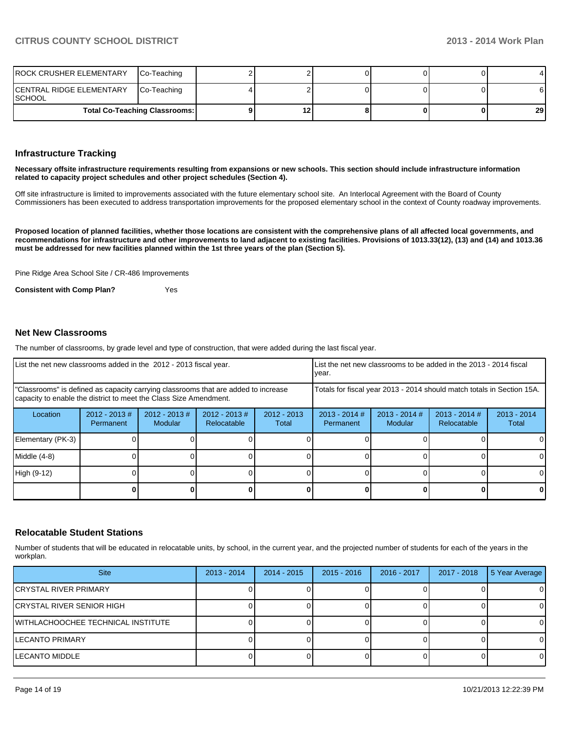| ROCK CRUSHER ELEMENTARY | Co-Teaching | 2 | 2 | 0 | 0 | 0 | 4 |
|---|---|---|---|---|---|---|---|
| CENTRAL RIDGE ELEMENTARY SCHOOL | Co-Teaching | 4 | 2 | 0 | 0 | 0 | 6 |
| **Total Co-Teaching Classrooms:** | | **9** | **12** | **8** | **0** | **0** | **29** |

## Infrastructure Tracking

**Necessary offsite infrastructure requirements resulting from expansions or new schools. This section should include infrastructure information related to capacity project schedules and other project schedules (Section 4).**

Off site infrastructure is limited to improvements associated with the future elementary school site. An Interlocal Agreement with the Board of County Commissioners has been executed to address transportation improvements for the proposed elementary school in the context of County roadway improvements.

**Proposed location of planned facilities, whether those locations are consistent with the comprehensive plans of all affected local governments, and recommendations for infrastructure and other improvements to land adjacent to existing facilities. Provisions of 1013.33(12), (13) and (14) and 1013.36 must be addressed for new facilities planned within the 1st three years of the plan (Section 5).**

Pine Ridge Area School Site / CR-486 Improvements

**Consistent with Comp Plan?** Yes

## Net New Classrooms

The number of classrooms, by grade level and type of construction, that were added during the last fiscal year.

| List the net new classrooms added in the 2012 - 2013 fiscal year. | | | | | List the net new classrooms to be added in the 2013 - 2014 fiscal year. | | | |
|---|---|---|---|---|---|---|---|---|
| "Classrooms" is defined as capacity carrying classrooms that are added to increase capacity to enable the district to meet the Class Size Amendment. | | | | | Totals for fiscal year 2013 - 2014 should match totals in Section 15A. | | | |
| Location | 2012 - 2013 # Permanent | 2012 - 2013 # Modular | 2012 - 2013 # Relocatable | 2012 - 2013 Total | 2013 - 2014 # Permanent | 2013 - 2014 # Modular | 2013 - 2014 # Relocatable | 2013 - 2014 Total |
| Elementary (PK-3) | 0 | 0 | 0 | 0 | 0 | 0 | 0 | 0 |
| Middle (4-8) | 0 | 0 | 0 | 0 | 0 | 0 | 0 | 0 |
| High (9-12) | 0 | 0 | 0 | 0 | 0 | 0 | 0 | 0 |
| | **0** | **0** | **0** | **0** | **0** | **0** | **0** | **0** |

## Relocatable Student Stations

Number of students that will be educated in relocatable units, by school, in the current year, and the projected number of students for each of the years in the workplan.

| Site | 2013 - 2014 | 2014 - 2015 | 2015 - 2016 | 2016 - 2017 | 2017 - 2018 | 5 Year Average |
|---|---|---|---|---|---|---|
| CRYSTAL RIVER PRIMARY | 0 | 0 | 0 | 0 | 0 | 0 |
| CRYSTAL RIVER SENIOR HIGH | 0 | 0 | 0 | 0 | 0 | 0 |
| WITHLACHOOCHEE TECHNICAL INSTITUTE | 0 | 0 | 0 | 0 | 0 | 0 |
| LECANTO PRIMARY | 0 | 0 | 0 | 0 | 0 | 0 |
| LECANTO MIDDLE | 0 | 0 | 0 | 0 | 0 | 0 |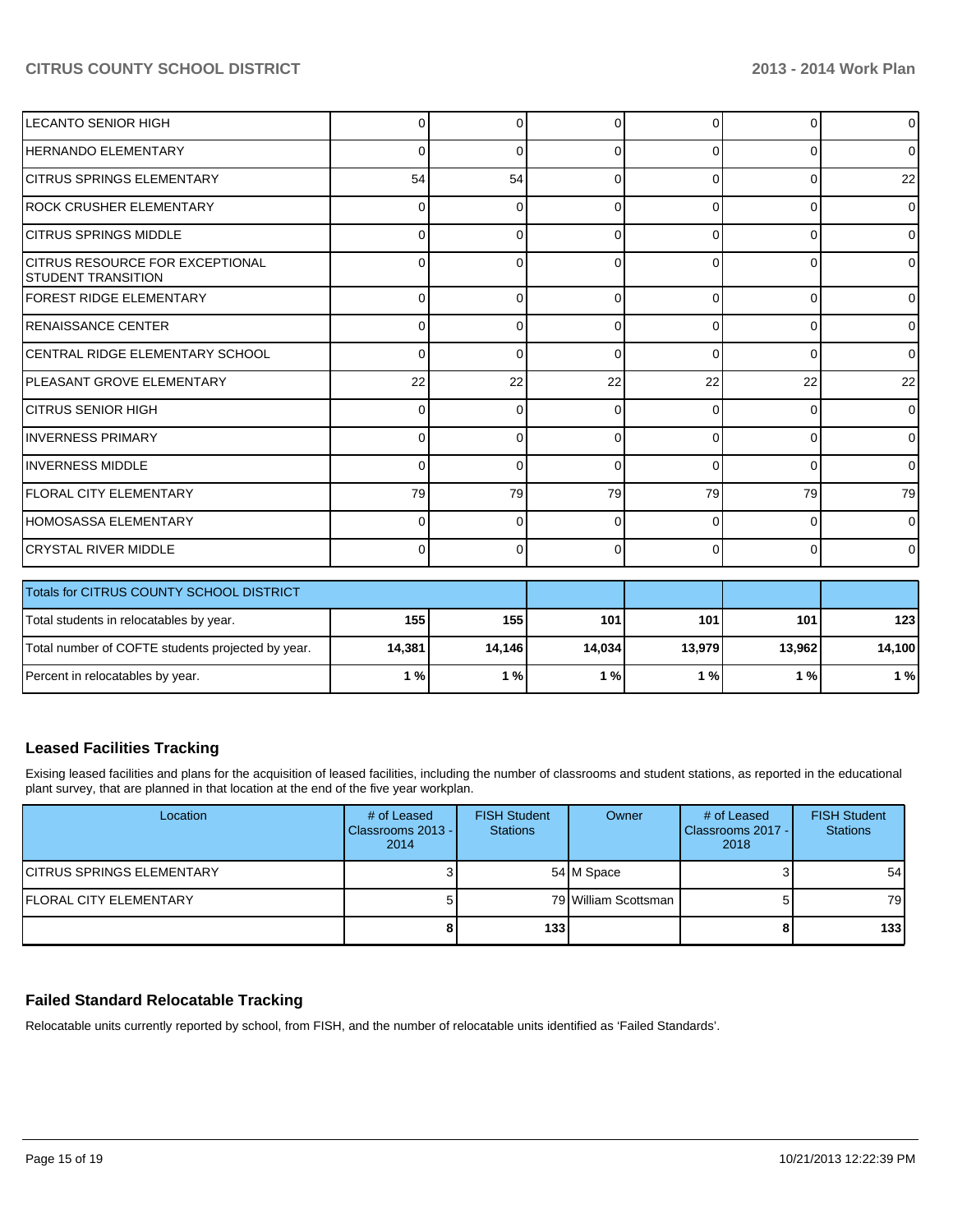| | | | | | | |
|---|---|---|---|---|---|---|
| LECANTO SENIOR HIGH | 0 | 0 | 0 | 0 | 0 | 0 |
| HERNANDO ELEMENTARY | 0 | 0 | 0 | 0 | 0 | 0 |
| CITRUS SPRINGS ELEMENTARY | 54 | 54 | 0 | 0 | 0 | 22 |
| ROCK CRUSHER ELEMENTARY | 0 | 0 | 0 | 0 | 0 | 0 |
| CITRUS SPRINGS MIDDLE | 0 | 0 | 0 | 0 | 0 | 0 |
| CITRUS RESOURCE FOR EXCEPTIONAL STUDENT TRANSITION | 0 | 0 | 0 | 0 | 0 | 0 |
| FOREST RIDGE ELEMENTARY | 0 | 0 | 0 | 0 | 0 | 0 |
| RENAISSANCE CENTER | 0 | 0 | 0 | 0 | 0 | 0 |
| CENTRAL RIDGE ELEMENTARY SCHOOL | 0 | 0 | 0 | 0 | 0 | 0 |
| PLEASANT GROVE ELEMENTARY | 22 | 22 | 22 | 22 | 22 | 22 |
| CITRUS SENIOR HIGH | 0 | 0 | 0 | 0 | 0 | 0 |
| INVERNESS PRIMARY | 0 | 0 | 0 | 0 | 0 | 0 |
| INVERNESS MIDDLE | 0 | 0 | 0 | 0 | 0 | 0 |
| FLORAL CITY ELEMENTARY | 79 | 79 | 79 | 79 | 79 | 79 |
| HOMOSASSA ELEMENTARY | 0 | 0 | 0 | 0 | 0 | 0 |
| CRYSTAL RIVER MIDDLE | 0 | 0 | 0 | 0 | 0 | 0 |

| Totals for CITRUS COUNTY SCHOOL DISTRICT | | | | | | |
|---|---|---|---|---|---|---|
| Total students in relocatables by year. | **155** | **155** | **101** | **101** | **101** | **123** |
| Total number of COFTE students projected by year. | **14,381** | **14,146** | **14,034** | **13,979** | **13,962** | **14,100** |
| Percent in relocatables by year. | **1 %** | **1 %** | **1 %** | **1 %** | **1 %** | **1 %** |

## Leased Facilities Tracking

Exising leased facilities and plans for the acquisition of leased facilities, including the number of classrooms and student stations, as reported in the educational plant survey, that are planned in that location at the end of the five year workplan.

| Location | # of Leased Classrooms 2013 - 2014 | FISH Student Stations | Owner | # of Leased Classrooms 2017 - 2018 | FISH Student Stations |
|---|---|---|---|---|---|
| CITRUS SPRINGS ELEMENTARY | 3 | 54 | M Space | 3 | 54 |
| FLORAL CITY ELEMENTARY | 5 | 79 | William Scottsman | 5 | 79 |
| | **8** | **133** | | **8** | **133** |

## Failed Standard Relocatable Tracking

Relocatable units currently reported by school, from FISH, and the number of relocatable units identified as 'Failed Standards'.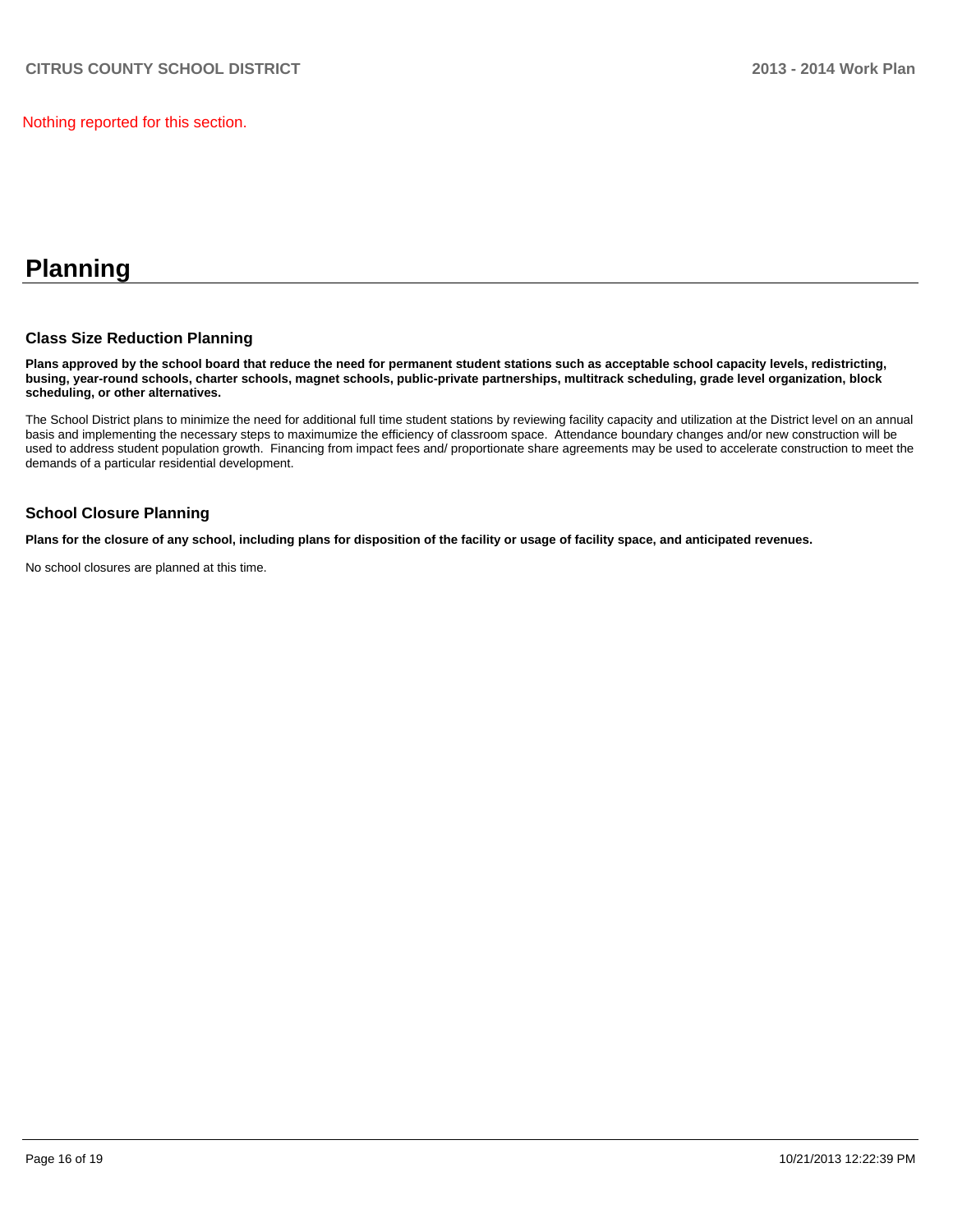Nothing reported for this section.

# Planning

## Class Size Reduction Planning

**Plans approved by the school board that reduce the need for permanent student stations such as acceptable school capacity levels, redistricting, busing, year-round schools, charter schools, magnet schools, public-private partnerships, multitrack scheduling, grade level organization, block scheduling, or other alternatives.**

The School District plans to minimize the need for additional full time student stations by reviewing facility capacity and utilization at the District level on an annual basis and implementing the necessary steps to maximumize the efficiency of classroom space. Attendance boundary changes and/or new construction will be used to address student population growth. Financing from impact fees and/ proportionate share agreements may be used to accelerate construction to meet the demands of a particular residential development.

## School Closure Planning

**Plans for the closure of any school, including plans for disposition of the facility or usage of facility space, and anticipated revenues.**

No school closures are planned at this time.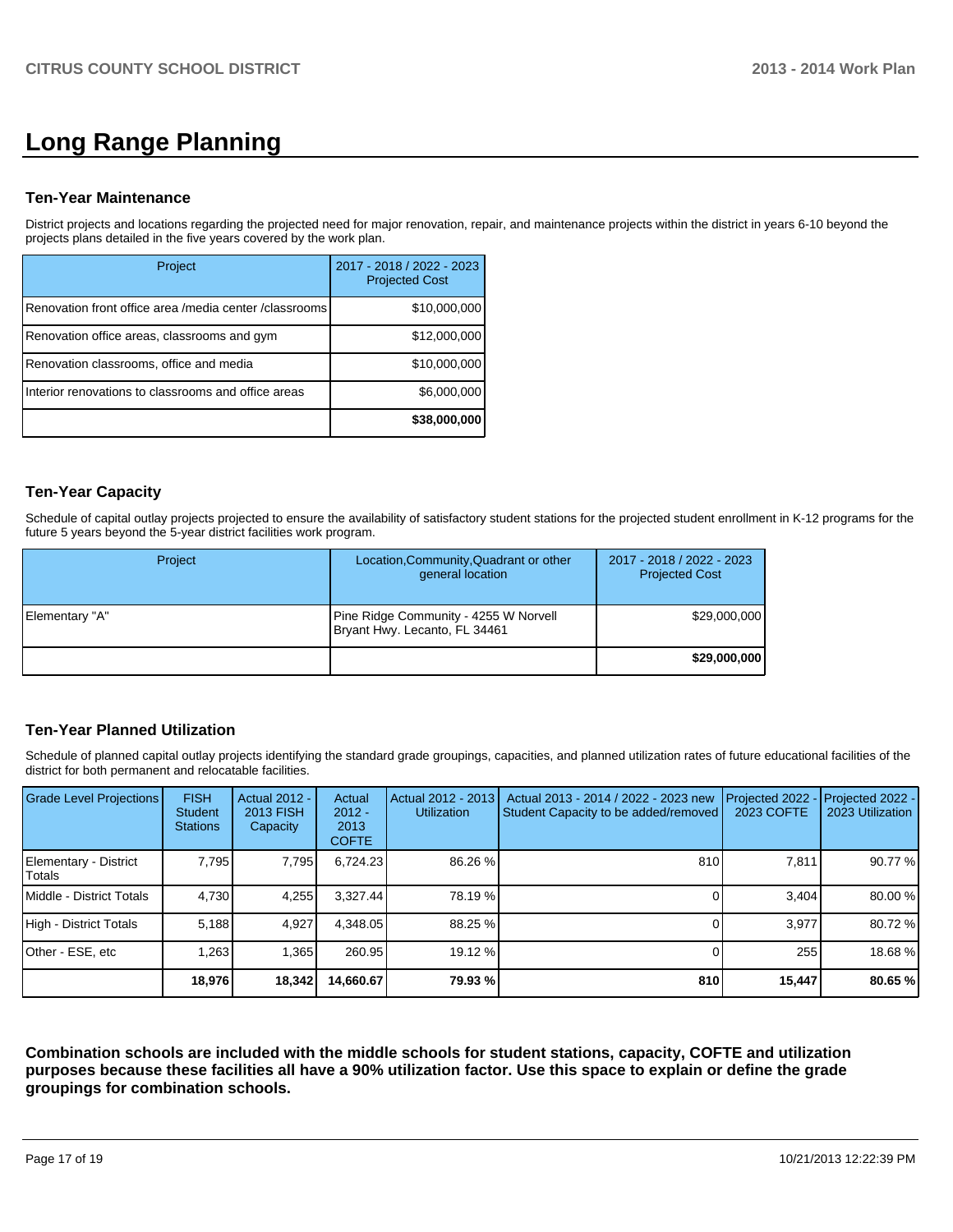# Long Range Planning

### Ten-Year Maintenance

District projects and locations regarding the projected need for major renovation, repair, and maintenance projects within the district in years 6-10 beyond the projects plans detailed in the five years covered by the work plan.

| Project | 2017 - 2018 / 2022 - 2023 Projected Cost |
|---|---|
| Renovation front office area /media center /classrooms | $10,000,000 |
| Renovation office areas, classrooms and gym | $12,000,000 |
| Renovation classrooms, office and media | $10,000,000 |
| Interior renovations to classrooms and office areas | $6,000,000 |
| | **$38,000,000** |

### Ten-Year Capacity

Schedule of capital outlay projects projected to ensure the availability of satisfactory student stations for the projected student enrollment in K-12 programs for the future 5 years beyond the 5-year district facilities work program.

| Project | Location,Community,Quadrant or other general location | 2017 - 2018 / 2022 - 2023 Projected Cost |
|---|---|---|
| Elementary "A" | Pine Ridge Community - 4255 W Norvell Bryant Hwy. Lecanto, FL 34461 | $29,000,000 |
| | | **$29,000,000** |

### Ten-Year Planned Utilization

Schedule of planned capital outlay projects identifying the standard grade groupings, capacities, and planned utilization rates of future educational facilities of the district for both permanent and relocatable facilities.

| Grade Level Projections | FISH Student Stations | Actual 2012 - 2013 FISH Capacity | Actual 2012 - 2013 COFTE | Actual 2012 - 2013 Utilization | Actual 2013 - 2014 / 2022 - 2023 new Student Capacity to be added/removed | Projected 2022 - 2023 COFTE | Projected 2022 - 2023 Utilization |
|---|---|---|---|---|---|---|---|
| Elementary - District Totals | 7,795 | 7,795 | 6,724.23 | 86.26 % | 810 | 7,811 | 90.77 % |
| Middle - District Totals | 4,730 | 4,255 | 3,327.44 | 78.19 % | 0 | 3,404 | 80.00 % |
| High - District Totals | 5,188 | 4,927 | 4,348.05 | 88.25 % | 0 | 3,977 | 80.72 % |
| Other - ESE, etc | 1,263 | 1,365 | 260.95 | 19.12 % | 0 | 255 | 18.68 % |
| | **18,976** | **18,342** | **14,660.67** | **79.93 %** | **810** | **15,447** | **80.65 %** |

**Combination schools are included with the middle schools for student stations, capacity, COFTE and utilization purposes because these facilities all have a 90% utilization factor. Use this space to explain or define the grade groupings for combination schools.**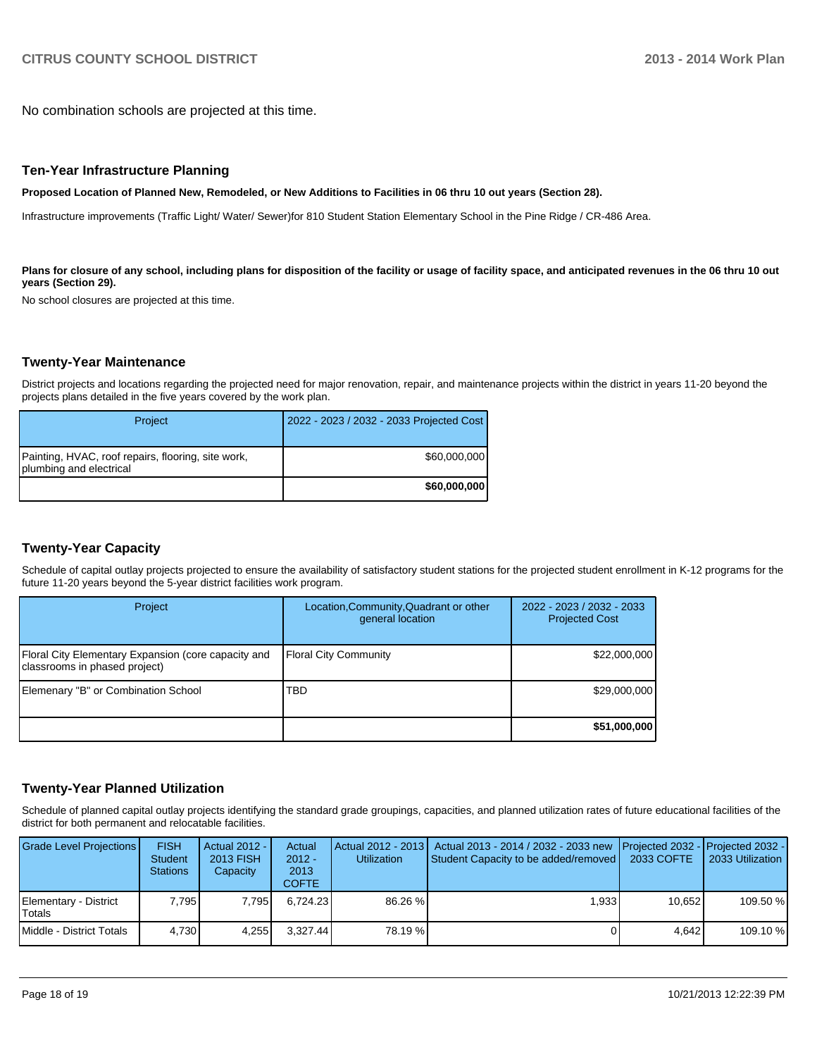No combination schools are projected at this time.

## Ten-Year Infrastructure Planning

**Proposed Location of Planned New, Remodeled, or New Additions to Facilities in 06 thru 10 out years (Section 28).**

Infrastructure improvements (Traffic Light/ Water/ Sewer)for 810 Student Station Elementary School in the Pine Ridge / CR-486 Area.

**Plans for closure of any school, including plans for disposition of the facility or usage of facility space, and anticipated revenues in the 06 thru 10 out years (Section 29).**

No school closures are projected at this time.

## Twenty-Year Maintenance

District projects and locations regarding the projected need for major renovation, repair, and maintenance projects within the district in years 11-20 beyond the projects plans detailed in the five years covered by the work plan.

| Project | 2022 - 2023 / 2032 - 2033 Projected Cost |
|---|---|
| Painting, HVAC, roof repairs, flooring, site work, plumbing and electrical | $60,000,000 |
| | **$60,000,000** |

## Twenty-Year Capacity

Schedule of capital outlay projects projected to ensure the availability of satisfactory student stations for the projected student enrollment in K-12 programs for the future 11-20 years beyond the 5-year district facilities work program.

| Project | Location,Community,Quadrant or other general location | 2022 - 2023 / 2032 - 2033 Projected Cost |
|---|---|---|
| Floral City Elementary Expansion (core capacity and classrooms in phased project) | Floral City Community | $22,000,000 |
| Elemenary "B" or Combination School | TBD | $29,000,000 |
| | | **$51,000,000** |

## Twenty-Year Planned Utilization

Schedule of planned capital outlay projects identifying the standard grade groupings, capacities, and planned utilization rates of future educational facilities of the district for both permanent and relocatable facilities.

| Grade Level Projections | FISH Student Stations | Actual 2012 - 2013 FISH Capacity | Actual 2012 - 2013 COFTE | Actual 2012 - 2013 Utilization | Actual 2013 - 2014 / 2032 - 2033 new Student Capacity to be added/removed | Projected 2032 - 2033 COFTE | Projected 2032 - 2033 Utilization |
|---|---|---|---|---|---|---|---|
| Elementary - District Totals | 7,795 | 7,795 | 6,724.23 | 86.26 % | 1,933 | 10,652 | 109.50 % |
| Middle - District Totals | 4,730 | 4,255 | 3,327.44 | 78.19 % | 0 | 4,642 | 109.10 % |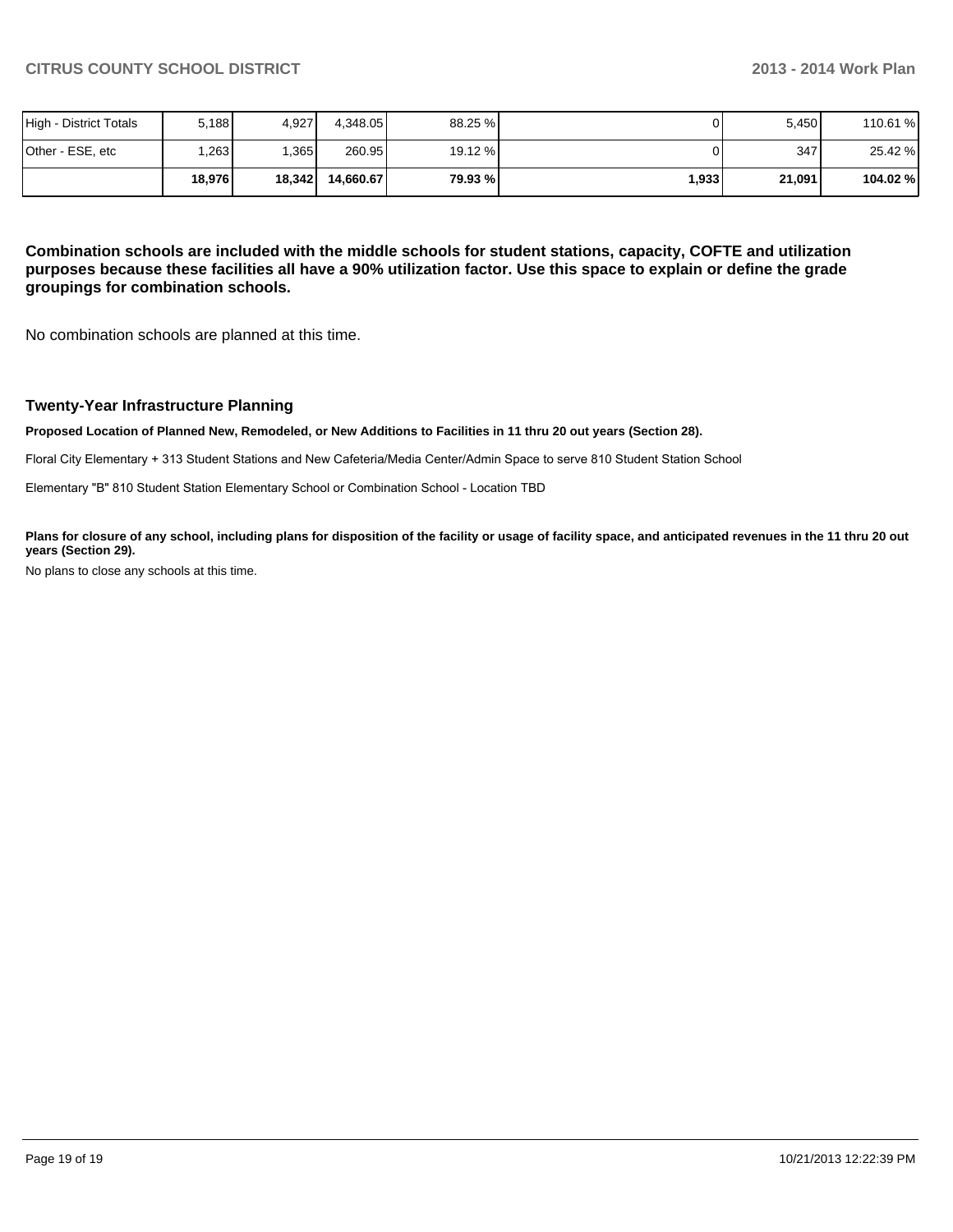| | | | | | | | |
|---|---|---|---|---|---|---|---|
| High - District Totals | 5,188 | 4,927 | 4,348.05 | 88.25 % | 0 | 5,450 | 110.61 % |
| Other - ESE, etc | 1,263 | 1,365 | 260.95 | 19.12 % | 0 | 347 | 25.42 % |
| | **18,976** | **18,342** | **14,660.67** | **79.93 %** | **1,933** | **21,091** | **104.02 %** |

**Combination schools are included with the middle schools for student stations, capacity, COFTE and utilization purposes because these facilities all have a 90% utilization factor. Use this space to explain or define the grade groupings for combination schools.**

No combination schools are planned at this time.

### Twenty-Year Infrastructure Planning

**Proposed Location of Planned New, Remodeled, or New Additions to Facilities in 11 thru 20 out years (Section 28).**

Floral City Elementary + 313 Student Stations and New Cafeteria/Media Center/Admin Space to serve 810 Student Station School

Elementary "B" 810 Student Station Elementary School or Combination School - Location TBD

**Plans for closure of any school, including plans for disposition of the facility or usage of facility space, and anticipated revenues in the 11 thru 20 out years (Section 29).**

No plans to close any schools at this time.